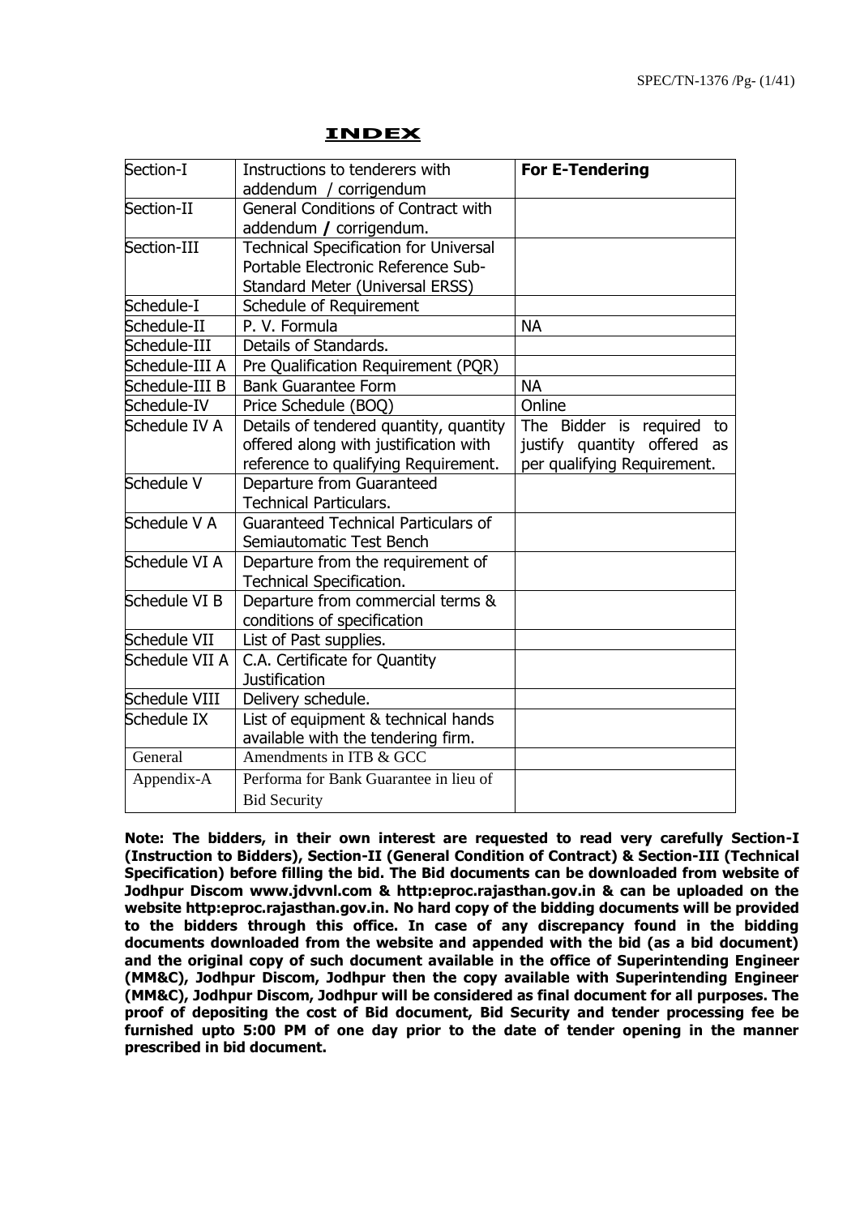# INDEX

| | | |
|---|---|---|
| Section-I | Instructions to tenderers with addendum / corrigendum | **For E-Tendering** |
| Section-II | General Conditions of Contract with addendum / corrigendum. | |
| Section-III | Technical Specification for Universal Portable Electronic Reference Sub-Standard Meter (Universal ERSS) | |
| Schedule-I | Schedule of Requirement | |
| Schedule-II | P. V. Formula | NA |
| Schedule-III | Details of Standards. | |
| Schedule-III A | Pre Qualification Requirement (PQR) | |
| Schedule-III B | Bank Guarantee Form | NA |
| Schedule-IV | Price Schedule (BOQ) | Online |
| Schedule IV A | Details of tendered quantity, quantity offered along with justification with reference to qualifying Requirement. | The Bidder is required to justify quantity offered as per qualifying Requirement. |
| Schedule V | Departure from Guaranteed Technical Particulars. | |
| Schedule V A | Guaranteed Technical Particulars of Semiautomatic Test Bench | |
| Schedule VI A | Departure from the requirement of Technical Specification. | |
| Schedule VI B | Departure from commercial terms & conditions of specification | |
| Schedule VII | List of Past supplies. | |
| Schedule VII A | C.A. Certificate for Quantity Justification | |
| Schedule VIII | Delivery schedule. | |
| Schedule IX | List of equipment & technical hands available with the tendering firm. | |
| General | Amendments in ITB & GCC | |
| Appendix-A | Performa for Bank Guarantee in lieu of Bid Security | |

**Note: The bidders, in their own interest are requested to read very carefully Section-I (Instruction to Bidders), Section-II (General Condition of Contract) & Section-III (Technical Specification) before filling the bid. The Bid documents can be downloaded from website of Jodhpur Discom www.jdvvnl.com & http:eproc.rajasthan.gov.in & can be uploaded on the website http:eproc.rajasthan.gov.in. No hard copy of the bidding documents will be provided to the bidders through this office. In case of any discrepancy found in the bidding documents downloaded from the website and appended with the bid (as a bid document) and the original copy of such document available in the office of Superintending Engineer (MM&C), Jodhpur Discom, Jodhpur then the copy available with Superintending Engineer (MM&C), Jodhpur Discom, Jodhpur will be considered as final document for all purposes. The proof of depositing the cost of Bid document, Bid Security and tender processing fee be furnished upto 5:00 PM of one day prior to the date of tender opening in the manner prescribed in bid document.**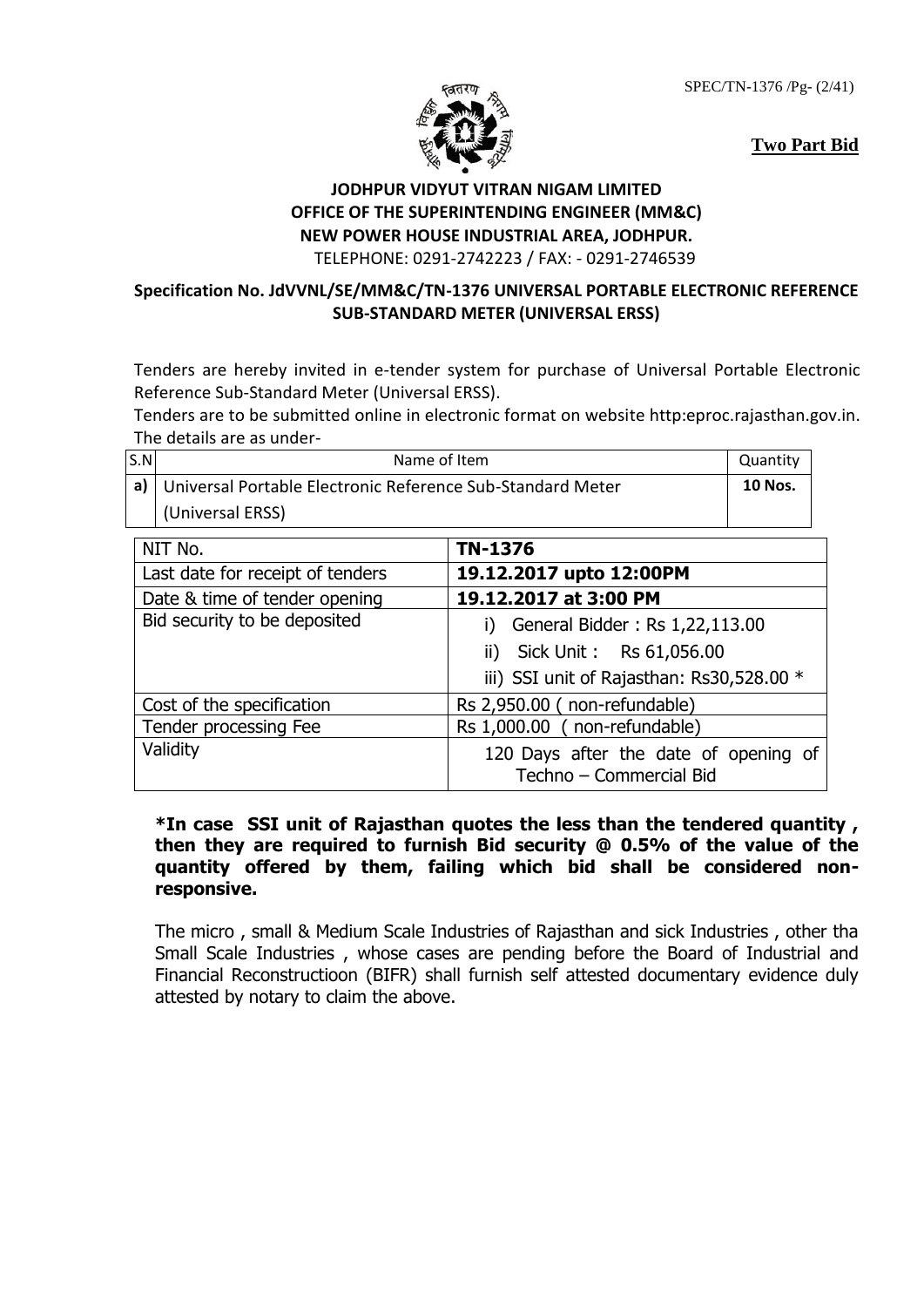**Two Part Bid**

# JODHPUR VIDYUT VITRAN NIGAM LIMITED
## OFFICE OF THE SUPERINTENDING ENGINEER (MM&C)
## NEW POWER HOUSE INDUSTRIAL AREA, JODHPUR.

TELEPHONE: 0291-2742223 / FAX: - 0291-2746539

**Specification No. JdVVNL/SE/MM&C/TN-1376 UNIVERSAL PORTABLE ELECTRONIC REFERENCE SUB-STANDARD METER (UNIVERSAL ERSS)**

Tenders are hereby invited in e-tender system for purchase of Universal Portable Electronic Reference Sub-Standard Meter (Universal ERSS).

Tenders are to be submitted online in electronic format on website http:eproc.rajasthan.gov.in. The details are as under-

| S.N | Name of Item | Quantity |
|---|---|---|
| **a)** | Universal Portable Electronic Reference Sub-Standard Meter (Universal ERSS) | **10 Nos.** |

| NIT No. | **TN-1376** |
|---|---|
| Last date for receipt of tenders | **19.12.2017 upto 12:00PM** |
| Date & time of tender opening | **19.12.2017 at 3:00 PM** |
| Bid security to be deposited | i) General Bidder : Rs 1,22,113.00<br>ii) Sick Unit : Rs 61,056.00<br>iii) SSI unit of Rajasthan: Rs30,528.00 * |
| Cost of the specification | Rs 2,950.00 ( non-refundable) |
| Tender processing Fee | Rs 1,000.00 ( non-refundable) |
| Validity | 120 Days after the date of opening of Techno – Commercial Bid |

**\*In case SSI unit of Rajasthan quotes the less than the tendered quantity , then they are required to furnish Bid security @ 0.5% of the value of the quantity offered by them, failing which bid shall be considered non-responsive.**

The micro , small & Medium Scale Industries of Rajasthan and sick Industries , other tha Small Scale Industries , whose cases are pending before the Board of Industrial and Financial Reconstructioon (BIFR) shall furnish self attested documentary evidence duly attested by notary to claim the above.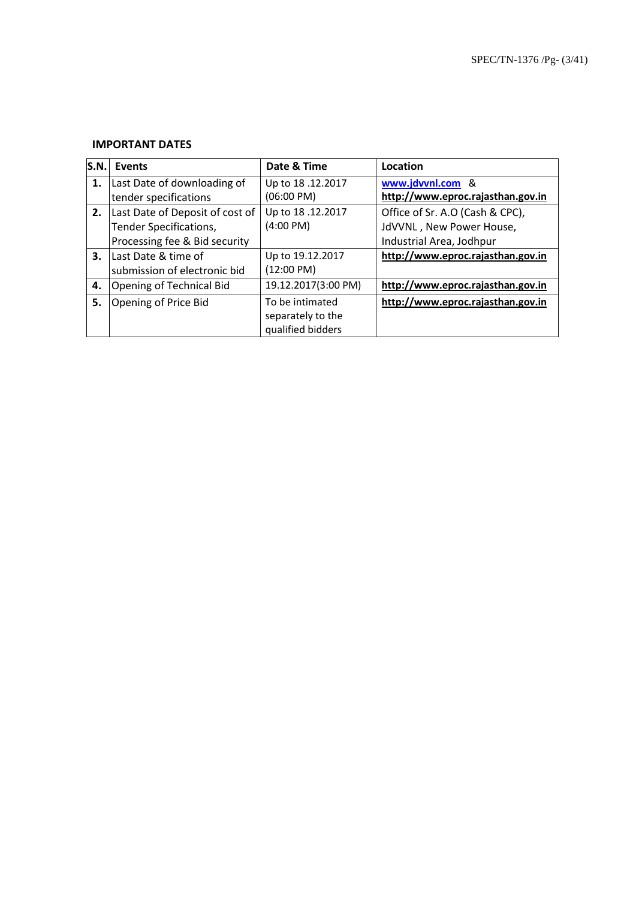**IMPORTANT DATES**

| S.N. | Events | Date & Time | Location |
|---|---|---|---|
| **1.** | Last Date of downloading of tender specifications | Up to 18 .12.2017 (06:00 PM) | **www.jdvvnl.com** & **http://www.eproc.rajasthan.gov.in** |
| **2.** | Last Date of Deposit of cost of Tender Specifications, Processing fee & Bid security | Up to 18 .12.2017 (4:00 PM) | Office of Sr. A.O (Cash & CPC), JdVVNL , New Power House, Industrial Area, Jodhpur |
| **3.** | Last Date & time of submission of electronic bid | Up to 19.12.2017 (12:00 PM) | **http://www.eproc.rajasthan.gov.in** |
| **4.** | Opening of Technical Bid | 19.12.2017(3:00 PM) | **http://www.eproc.rajasthan.gov.in** |
| **5.** | Opening of Price Bid | To be intimated separately to the qualified bidders | **http://www.eproc.rajasthan.gov.in** |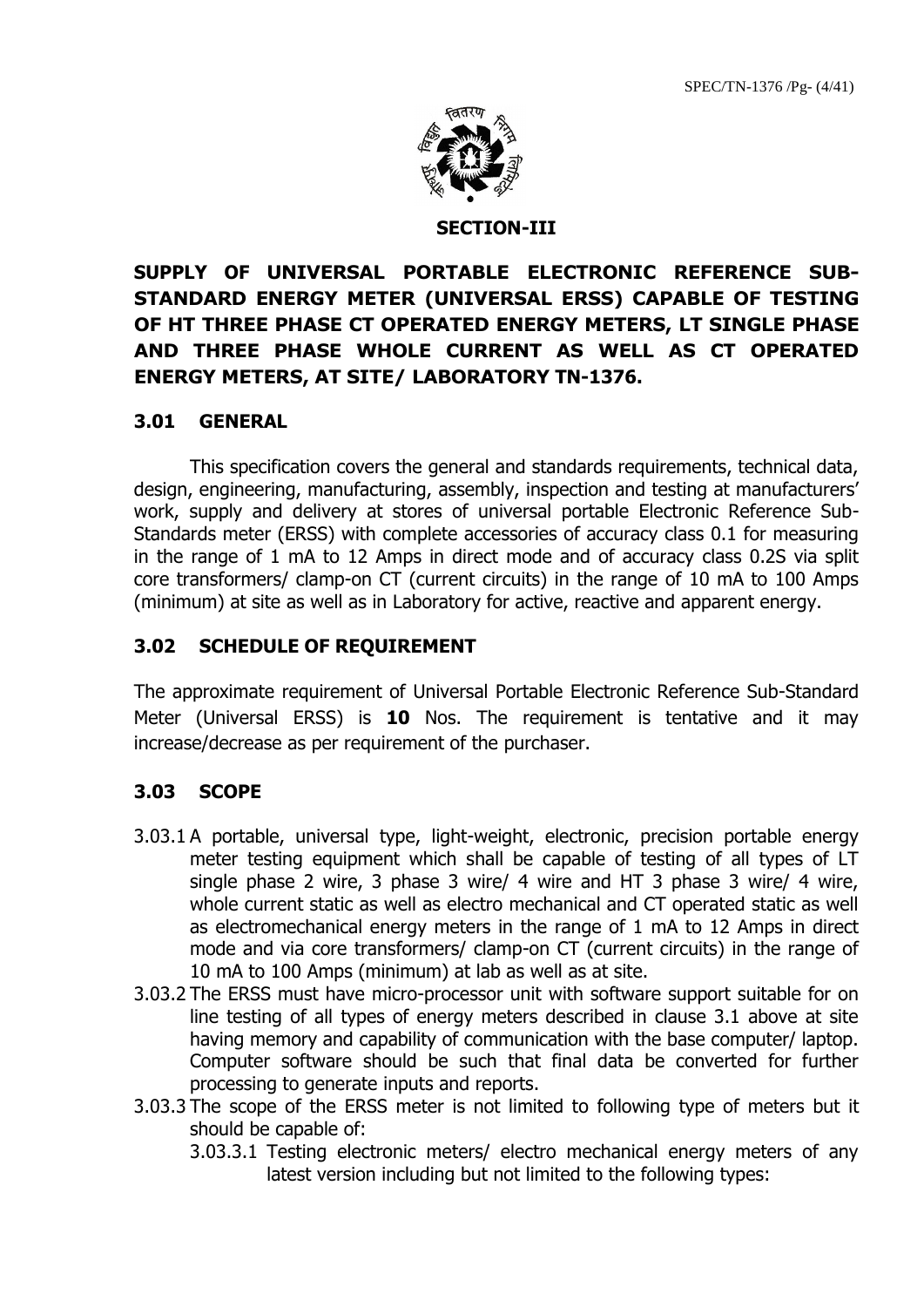## SECTION-III

**SUPPLY OF UNIVERSAL PORTABLE ELECTRONIC REFERENCE SUB-STANDARD ENERGY METER (UNIVERSAL ERSS) CAPABLE OF TESTING OF HT THREE PHASE CT OPERATED ENERGY METERS, LT SINGLE PHASE AND THREE PHASE WHOLE CURRENT AS WELL AS CT OPERATED ENERGY METERS, AT SITE/ LABORATORY TN-1376.**

### 3.01 GENERAL

This specification covers the general and standards requirements, technical data, design, engineering, manufacturing, assembly, inspection and testing at manufacturers' work, supply and delivery at stores of universal portable Electronic Reference Sub-Standards meter (ERSS) with complete accessories of accuracy class 0.1 for measuring in the range of 1 mA to 12 Amps in direct mode and of accuracy class 0.2S via split core transformers/ clamp-on CT (current circuits) in the range of 10 mA to 100 Amps (minimum) at site as well as in Laboratory for active, reactive and apparent energy.

### 3.02 SCHEDULE OF REQUIREMENT

The approximate requirement of Universal Portable Electronic Reference Sub-Standard Meter (Universal ERSS) is **10** Nos. The requirement is tentative and it may increase/decrease as per requirement of the purchaser.

### 3.03 SCOPE

3.03.1 A portable, universal type, light-weight, electronic, precision portable energy meter testing equipment which shall be capable of testing of all types of LT single phase 2 wire, 3 phase 3 wire/ 4 wire and HT 3 phase 3 wire/ 4 wire, whole current static as well as electro mechanical and CT operated static as well as electromechanical energy meters in the range of 1 mA to 12 Amps in direct mode and via core transformers/ clamp-on CT (current circuits) in the range of 10 mA to 100 Amps (minimum) at lab as well as at site.

3.03.2 The ERSS must have micro-processor unit with software support suitable for on line testing of all types of energy meters described in clause 3.1 above at site having memory and capability of communication with the base computer/ laptop. Computer software should be such that final data be converted for further processing to generate inputs and reports.

3.03.3 The scope of the ERSS meter is not limited to following type of meters but it should be capable of:

3.03.3.1 Testing electronic meters/ electro mechanical energy meters of any latest version including but not limited to the following types: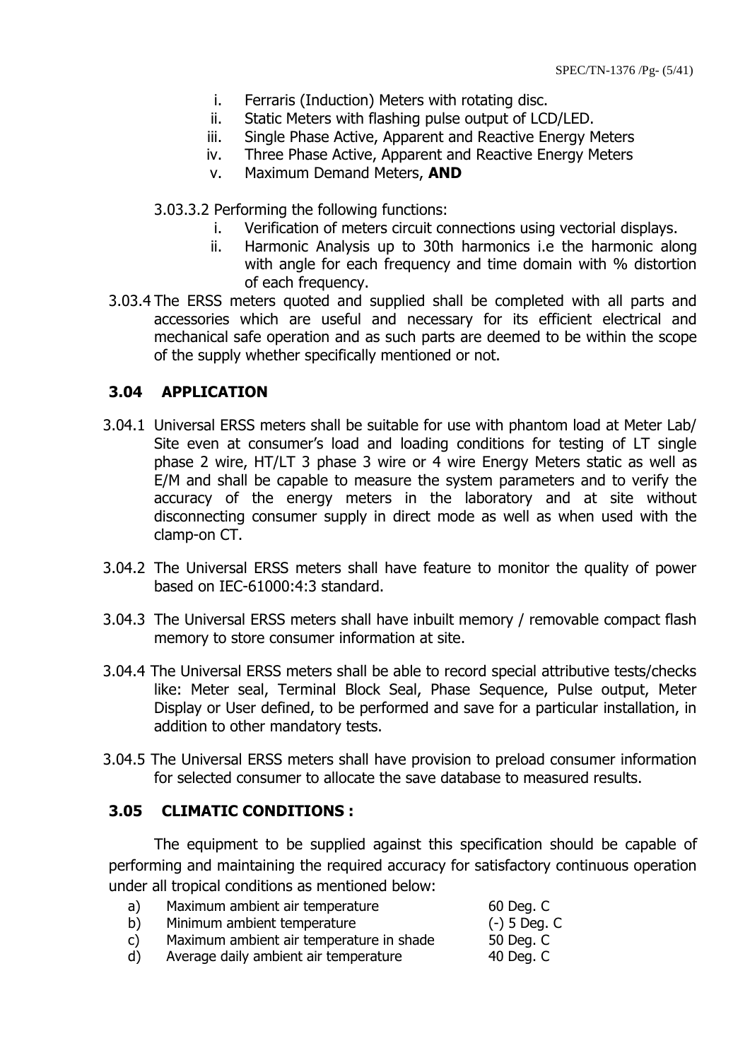i. Ferraris (Induction) Meters with rotating disc.
ii. Static Meters with flashing pulse output of LCD/LED.
iii. Single Phase Active, Apparent and Reactive Energy Meters
iv. Three Phase Active, Apparent and Reactive Energy Meters
v. Maximum Demand Meters, **AND**

3.03.3.2 Performing the following functions:

i. Verification of meters circuit connections using vectorial displays.
ii. Harmonic Analysis up to 30th harmonics i.e the harmonic along with angle for each frequency and time domain with % distortion of each frequency.

3.03.4 The ERSS meters quoted and supplied shall be completed with all parts and accessories which are useful and necessary for its efficient electrical and mechanical safe operation and as such parts are deemed to be within the scope of the supply whether specifically mentioned or not.

## 3.04 APPLICATION

3.04.1 Universal ERSS meters shall be suitable for use with phantom load at Meter Lab/ Site even at consumer's load and loading conditions for testing of LT single phase 2 wire, HT/LT 3 phase 3 wire or 4 wire Energy Meters static as well as E/M and shall be capable to measure the system parameters and to verify the accuracy of the energy meters in the laboratory and at site without disconnecting consumer supply in direct mode as well as when used with the clamp-on CT.

3.04.2 The Universal ERSS meters shall have feature to monitor the quality of power based on IEC-61000:4:3 standard.

3.04.3 The Universal ERSS meters shall have inbuilt memory / removable compact flash memory to store consumer information at site.

3.04.4 The Universal ERSS meters shall be able to record special attributive tests/checks like: Meter seal, Terminal Block Seal, Phase Sequence, Pulse output, Meter Display or User defined, to be performed and save for a particular installation, in addition to other mandatory tests.

3.04.5 The Universal ERSS meters shall have provision to preload consumer information for selected consumer to allocate the save database to measured results.

## 3.05 CLIMATIC CONDITIONS :

The equipment to be supplied against this specification should be capable of performing and maintaining the required accuracy for satisfactory continuous operation under all tropical conditions as mentioned below:

| | | |
|---|---|---|
| a) | Maximum ambient air temperature | 60 Deg. C |
| b) | Minimum ambient temperature | (-) 5 Deg. C |
| c) | Maximum ambient air temperature in shade | 50 Deg. C |
| d) | Average daily ambient air temperature | 40 Deg. C |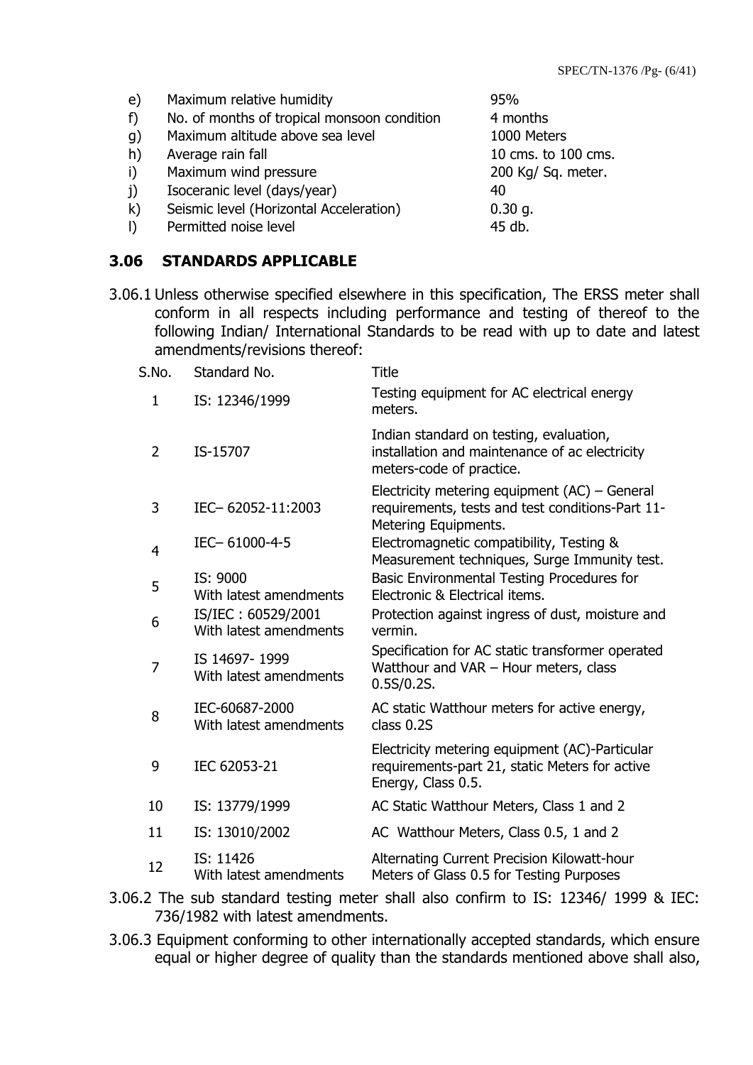e) Maximum relative humidity 95%
f) No. of months of tropical monsoon condition 4 months
g) Maximum altitude above sea level 1000 Meters
h) Average rain fall 10 cms. to 100 cms.
i) Maximum wind pressure 200 Kg/ Sq. meter.
j) Isoceranic level (days/year) 40
k) Seismic level (Horizontal Acceleration) 0.30 g.
l) Permitted noise level 45 db.

## 3.06 STANDARDS APPLICABLE

3.06.1 Unless otherwise specified elsewhere in this specification, The ERSS meter shall conform in all respects including performance and testing of thereof to the following Indian/ International Standards to be read with up to date and latest amendments/revisions thereof:

| S.No. | Standard No. | Title |
|---|---|---|
| 1 | IS: 12346/1999 | Testing equipment for AC electrical energy meters. |
| 2 | IS-15707 | Indian standard on testing, evaluation, installation and maintenance of ac electricity meters-code of practice. |
| 3 | IEC– 62052-11:2003 | Electricity metering equipment (AC) – General requirements, tests and test conditions-Part 11-Metering Equipments. |
| 4 | IEC– 61000-4-5 | Electromagnetic compatibility, Testing & Measurement techniques, Surge Immunity test. |
| 5 | IS: 9000 With latest amendments | Basic Environmental Testing Procedures for Electronic & Electrical items. |
| 6 | IS/IEC : 60529/2001 With latest amendments | Protection against ingress of dust, moisture and vermin. |
| 7 | IS 14697- 1999 With latest amendments | Specification for AC static transformer operated Watthour and VAR – Hour meters, class 0.5S/0.2S. |
| 8 | IEC-60687-2000 With latest amendments | AC static Watthour meters for active energy, class 0.2S |
| 9 | IEC 62053-21 | Electricity metering equipment (AC)-Particular requirements-part 21, static Meters for active Energy, Class 0.5. |
| 10 | IS: 13779/1999 | AC Static Watthour Meters, Class 1 and 2 |
| 11 | IS: 13010/2002 | AC Watthour Meters, Class 0.5, 1 and 2 |
| 12 | IS: 11426 With latest amendments | Alternating Current Precision Kilowatt-hour Meters of Glass 0.5 for Testing Purposes |

3.06.2 The sub standard testing meter shall also confirm to IS: 12346/ 1999 & IEC: 736/1982 with latest amendments.

3.06.3 Equipment conforming to other internationally accepted standards, which ensure equal or higher degree of quality than the standards mentioned above shall also,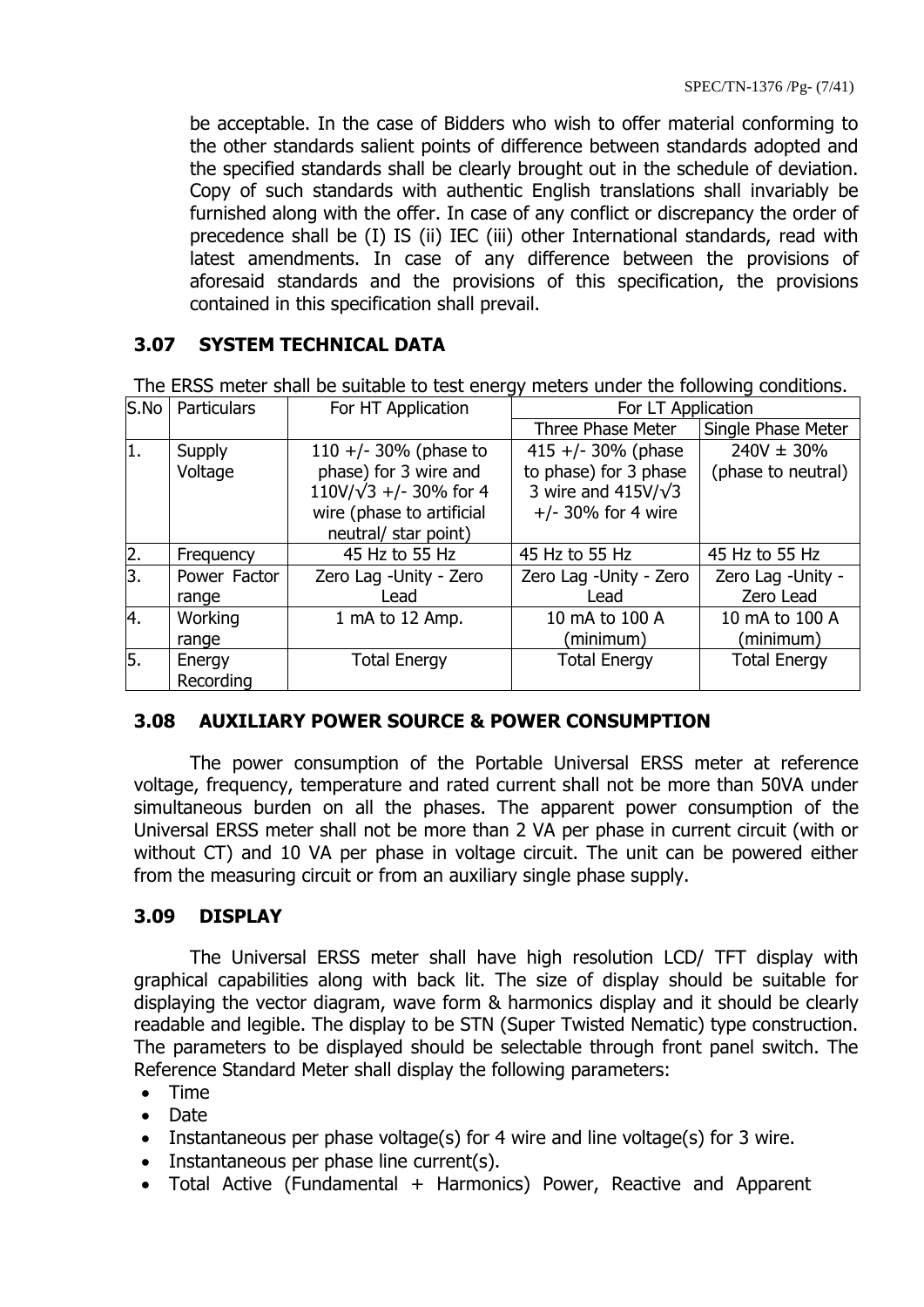be acceptable. In the case of Bidders who wish to offer material conforming to the other standards salient points of difference between standards adopted and the specified standards shall be clearly brought out in the schedule of deviation. Copy of such standards with authentic English translations shall invariably be furnished along with the offer. In case of any conflict or discrepancy the order of precedence shall be (I) IS (ii) IEC (iii) other International standards, read with latest amendments. In case of any difference between the provisions of aforesaid standards and the provisions of this specification, the provisions contained in this specification shall prevail.

### 3.07 SYSTEM TECHNICAL DATA

The ERSS meter shall be suitable to test energy meters under the following conditions.

| S.No | Particulars | For HT Application | For LT Application | |
|---|---|---|---|---|
| | | | Three Phase Meter | Single Phase Meter |
| 1. | Supply Voltage | 110 +/- 30% (phase to phase) for 3 wire and 110V/√3 +/- 30% for 4 wire (phase to artificial neutral/ star point) | 415 +/- 30% (phase to phase) for 3 phase 3 wire and 415V/√3 +/- 30% for 4 wire | 240V ± 30% (phase to neutral) |
| 2. | Frequency | 45 Hz to 55 Hz | 45 Hz to 55 Hz | 45 Hz to 55 Hz |
| 3. | Power Factor range | Zero Lag -Unity - Zero Lead | Zero Lag -Unity - Zero Lead | Zero Lag -Unity - Zero Lead |
| 4. | Working range | 1 mA to 12 Amp. | 10 mA to 100 A (minimum) | 10 mA to 100 A (minimum) |
| 5. | Energy Recording | Total Energy | Total Energy | Total Energy |

### 3.08 AUXILIARY POWER SOURCE & POWER CONSUMPTION

The power consumption of the Portable Universal ERSS meter at reference voltage, frequency, temperature and rated current shall not be more than 50VA under simultaneous burden on all the phases. The apparent power consumption of the Universal ERSS meter shall not be more than 2 VA per phase in current circuit (with or without CT) and 10 VA per phase in voltage circuit. The unit can be powered either from the measuring circuit or from an auxiliary single phase supply.

### 3.09 DISPLAY

The Universal ERSS meter shall have high resolution LCD/ TFT display with graphical capabilities along with back lit. The size of display should be suitable for displaying the vector diagram, wave form & harmonics display and it should be clearly readable and legible. The display to be STN (Super Twisted Nematic) type construction. The parameters to be displayed should be selectable through front panel switch. The Reference Standard Meter shall display the following parameters:

- Time
- Date
- Instantaneous per phase voltage(s) for 4 wire and line voltage(s) for 3 wire.
- Instantaneous per phase line current(s).
- Total Active (Fundamental + Harmonics) Power, Reactive and Apparent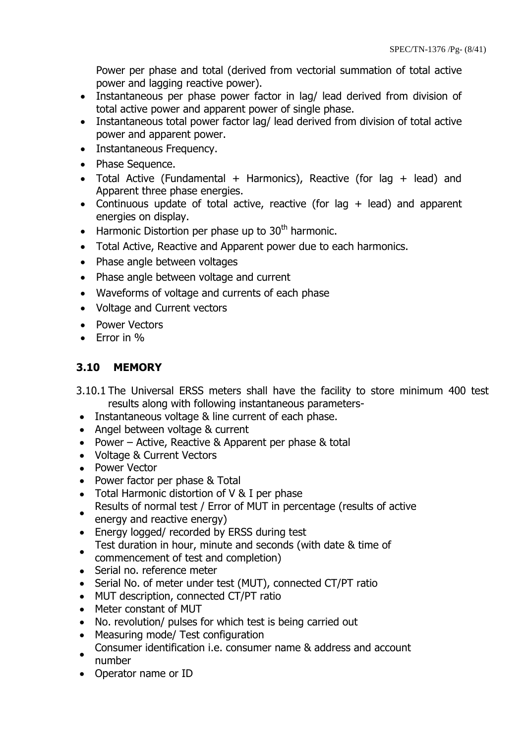Power per phase and total (derived from vectorial summation of total active power and lagging reactive power).

- Instantaneous per phase power factor in lag/ lead derived from division of total active power and apparent power of single phase.
- Instantaneous total power factor lag/ lead derived from division of total active power and apparent power.
- Instantaneous Frequency.
- Phase Sequence.
- Total Active (Fundamental + Harmonics), Reactive (for lag + lead) and Apparent three phase energies.
- Continuous update of total active, reactive (for lag + lead) and apparent energies on display.
- Harmonic Distortion per phase up to $30^{th}$ harmonic.
- Total Active, Reactive and Apparent power due to each harmonics.
- Phase angle between voltages
- Phase angle between voltage and current
- Waveforms of voltage and currents of each phase
- Voltage and Current vectors
- Power Vectors
- Error in %

## 3.10 MEMORY

3.10.1 The Universal ERSS meters shall have the facility to store minimum 400 test results along with following instantaneous parameters-

- Instantaneous voltage & line current of each phase.
- Angel between voltage & current
- Power – Active, Reactive & Apparent per phase & total
- Voltage & Current Vectors
- Power Vector
- Power factor per phase & Total
- Total Harmonic distortion of V & I per phase
- Results of normal test / Error of MUT in percentage (results of active energy and reactive energy)
- Energy logged/ recorded by ERSS during test
- Test duration in hour, minute and seconds (with date & time of commencement of test and completion)
- Serial no. reference meter
- Serial No. of meter under test (MUT), connected CT/PT ratio
- MUT description, connected CT/PT ratio
- Meter constant of MUT
- No. revolution/ pulses for which test is being carried out
- Measuring mode/ Test configuration
- Consumer identification i.e. consumer name & address and account number
- Operator name or ID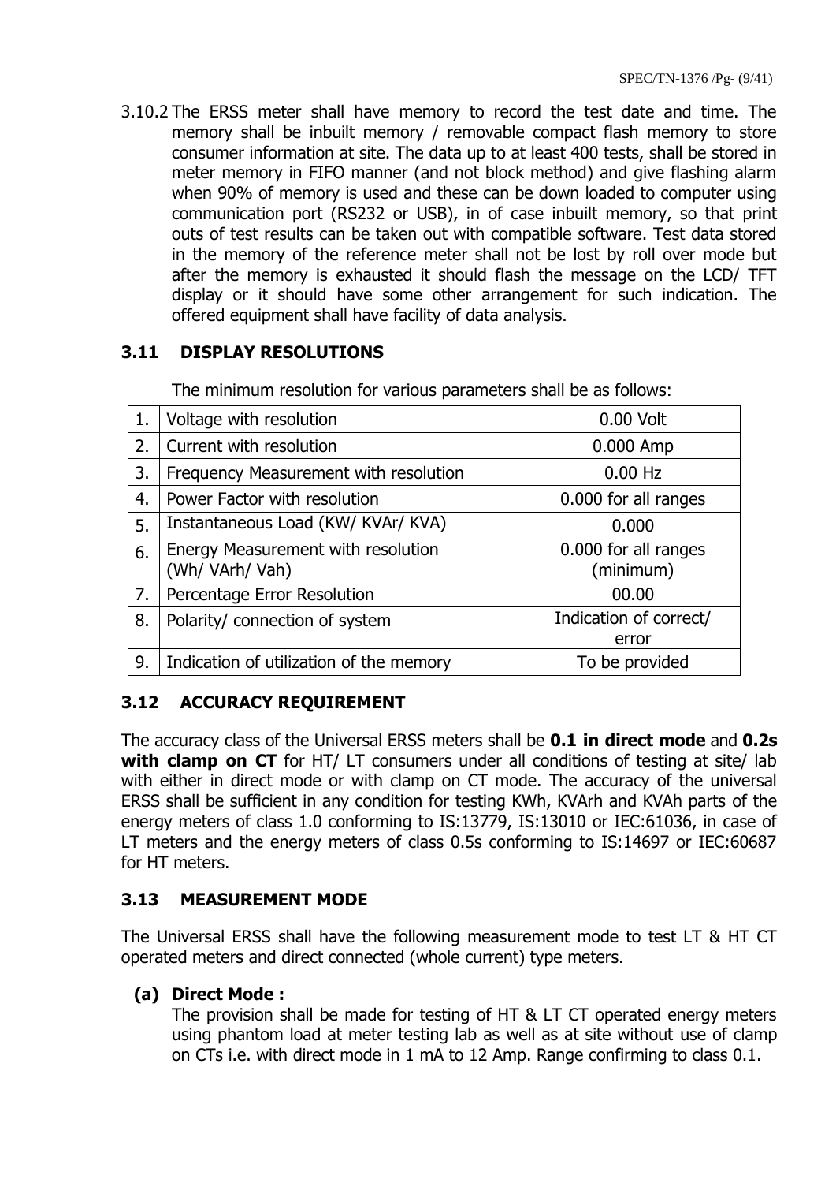3.10.2 The ERSS meter shall have memory to record the test date and time. The memory shall be inbuilt memory / removable compact flash memory to store consumer information at site. The data up to at least 400 tests, shall be stored in meter memory in FIFO manner (and not block method) and give flashing alarm when 90% of memory is used and these can be down loaded to computer using communication port (RS232 or USB), in of case inbuilt memory, so that print outs of test results can be taken out with compatible software. Test data stored in the memory of the reference meter shall not be lost by roll over mode but after the memory is exhausted it should flash the message on the LCD/ TFT display or it should have some other arrangement for such indication. The offered equipment shall have facility of data analysis.

## 3.11 DISPLAY RESOLUTIONS

The minimum resolution for various parameters shall be as follows:

| | | |
|---|---|---|
| 1. | Voltage with resolution | 0.00 Volt |
| 2. | Current with resolution | 0.000 Amp |
| 3. | Frequency Measurement with resolution | 0.00 Hz |
| 4. | Power Factor with resolution | 0.000 for all ranges |
| 5. | Instantaneous Load (KW/ KVAr/ KVA) | 0.000 |
| 6. | Energy Measurement with resolution (Wh/ VArh/ Vah) | 0.000 for all ranges (minimum) |
| 7. | Percentage Error Resolution | 00.00 |
| 8. | Polarity/ connection of system | Indication of correct/ error |
| 9. | Indication of utilization of the memory | To be provided |

## 3.12 ACCURACY REQUIREMENT

The accuracy class of the Universal ERSS meters shall be **0.1 in direct mode** and **0.2s with clamp on CT** for HT/ LT consumers under all conditions of testing at site/ lab with either in direct mode or with clamp on CT mode. The accuracy of the universal ERSS shall be sufficient in any condition for testing KWh, KVArh and KVAh parts of the energy meters of class 1.0 conforming to IS:13779, IS:13010 or IEC:61036, in case of LT meters and the energy meters of class 0.5s conforming to IS:14697 or IEC:60687 for HT meters.

## 3.13 MEASUREMENT MODE

The Universal ERSS shall have the following measurement mode to test LT & HT CT operated meters and direct connected (whole current) type meters.

**(a) Direct Mode :**

The provision shall be made for testing of HT & LT CT operated energy meters using phantom load at meter testing lab as well as at site without use of clamp on CTs i.e. with direct mode in 1 mA to 12 Amp. Range confirming to class 0.1.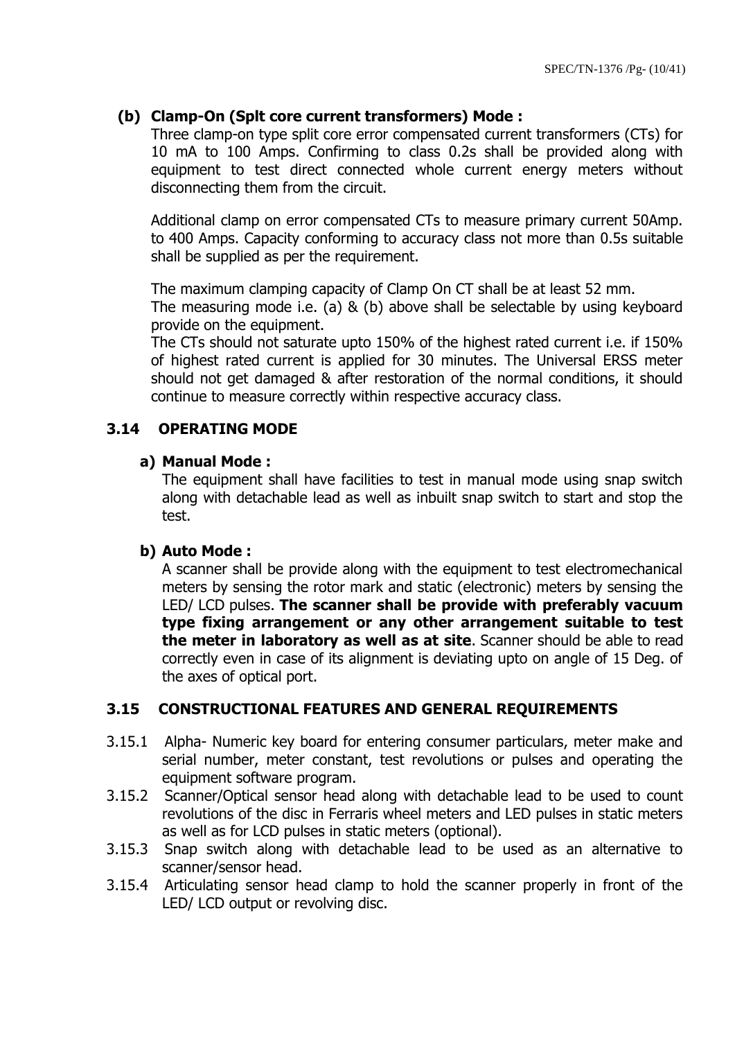**(b) Clamp-On (Splt core current transformers) Mode :**

Three clamp-on type split core error compensated current transformers (CTs) for 10 mA to 100 Amps. Confirming to class 0.2s shall be provided along with equipment to test direct connected whole current energy meters without disconnecting them from the circuit.

Additional clamp on error compensated CTs to measure primary current 50Amp. to 400 Amps. Capacity conforming to accuracy class not more than 0.5s suitable shall be supplied as per the requirement.

The maximum clamping capacity of Clamp On CT shall be at least 52 mm.
The measuring mode i.e. (a) & (b) above shall be selectable by using keyboard provide on the equipment.
The CTs should not saturate upto 150% of the highest rated current i.e. if 150% of highest rated current is applied for 30 minutes. The Universal ERSS meter should not get damaged & after restoration of the normal conditions, it should continue to measure correctly within respective accuracy class.

## 3.14 OPERATING MODE

**a) Manual Mode :**

The equipment shall have facilities to test in manual mode using snap switch along with detachable lead as well as inbuilt snap switch to start and stop the test.

**b) Auto Mode :**

A scanner shall be provide along with the equipment to test electromechanical meters by sensing the rotor mark and static (electronic) meters by sensing the LED/ LCD pulses. **The scanner shall be provide with preferably vacuum type fixing arrangement or any other arrangement suitable to test the meter in laboratory as well as at site**. Scanner should be able to read correctly even in case of its alignment is deviating upto on angle of 15 Deg. of the axes of optical port.

## 3.15 CONSTRUCTIONAL FEATURES AND GENERAL REQUIREMENTS

3.15.1 Alpha- Numeric key board for entering consumer particulars, meter make and serial number, meter constant, test revolutions or pulses and operating the equipment software program.

3.15.2 Scanner/Optical sensor head along with detachable lead to be used to count revolutions of the disc in Ferraris wheel meters and LED pulses in static meters as well as for LCD pulses in static meters (optional).

3.15.3 Snap switch along with detachable lead to be used as an alternative to scanner/sensor head.

3.15.4 Articulating sensor head clamp to hold the scanner properly in front of the LED/ LCD output or revolving disc.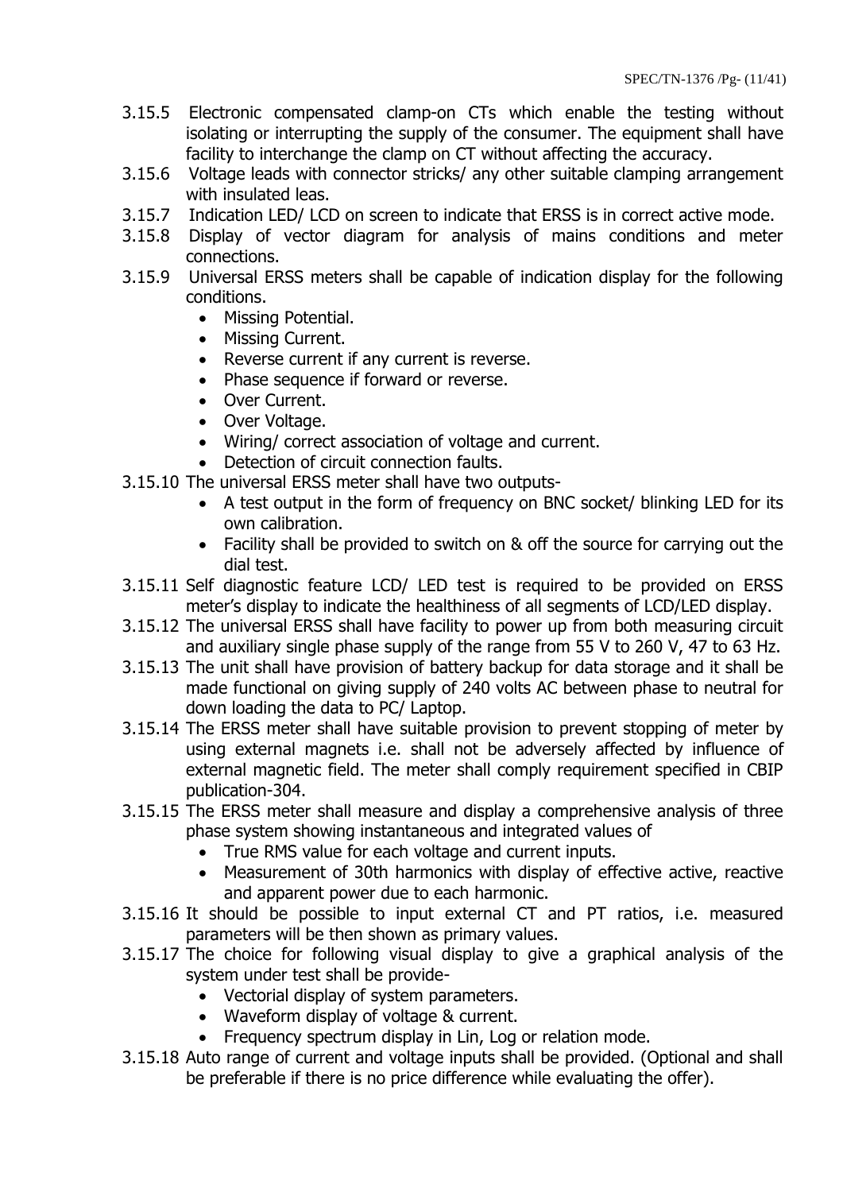3.15.5 Electronic compensated clamp-on CTs which enable the testing without isolating or interrupting the supply of the consumer. The equipment shall have facility to interchange the clamp on CT without affecting the accuracy.

3.15.6 Voltage leads with connector stricks/ any other suitable clamping arrangement with insulated leas.

3.15.7 Indication LED/ LCD on screen to indicate that ERSS is in correct active mode.

3.15.8 Display of vector diagram for analysis of mains conditions and meter connections.

3.15.9 Universal ERSS meters shall be capable of indication display for the following conditions.

- Missing Potential.
- Missing Current.
- Reverse current if any current is reverse.
- Phase sequence if forward or reverse.
- Over Current.
- Over Voltage.
- Wiring/ correct association of voltage and current.
- Detection of circuit connection faults.

3.15.10 The universal ERSS meter shall have two outputs-

- A test output in the form of frequency on BNC socket/ blinking LED for its own calibration.
- Facility shall be provided to switch on & off the source for carrying out the dial test.

3.15.11 Self diagnostic feature LCD/ LED test is required to be provided on ERSS meter's display to indicate the healthiness of all segments of LCD/LED display.

3.15.12 The universal ERSS shall have facility to power up from both measuring circuit and auxiliary single phase supply of the range from 55 V to 260 V, 47 to 63 Hz.

3.15.13 The unit shall have provision of battery backup for data storage and it shall be made functional on giving supply of 240 volts AC between phase to neutral for down loading the data to PC/ Laptop.

3.15.14 The ERSS meter shall have suitable provision to prevent stopping of meter by using external magnets i.e. shall not be adversely affected by influence of external magnetic field. The meter shall comply requirement specified in CBIP publication-304.

3.15.15 The ERSS meter shall measure and display a comprehensive analysis of three phase system showing instantaneous and integrated values of

- True RMS value for each voltage and current inputs.
- Measurement of 30th harmonics with display of effective active, reactive and apparent power due to each harmonic.

3.15.16 It should be possible to input external CT and PT ratios, i.e. measured parameters will be then shown as primary values.

3.15.17 The choice for following visual display to give a graphical analysis of the system under test shall be provide-

- Vectorial display of system parameters.
- Waveform display of voltage & current.
- Frequency spectrum display in Lin, Log or relation mode.

3.15.18 Auto range of current and voltage inputs shall be provided. (Optional and shall be preferable if there is no price difference while evaluating the offer).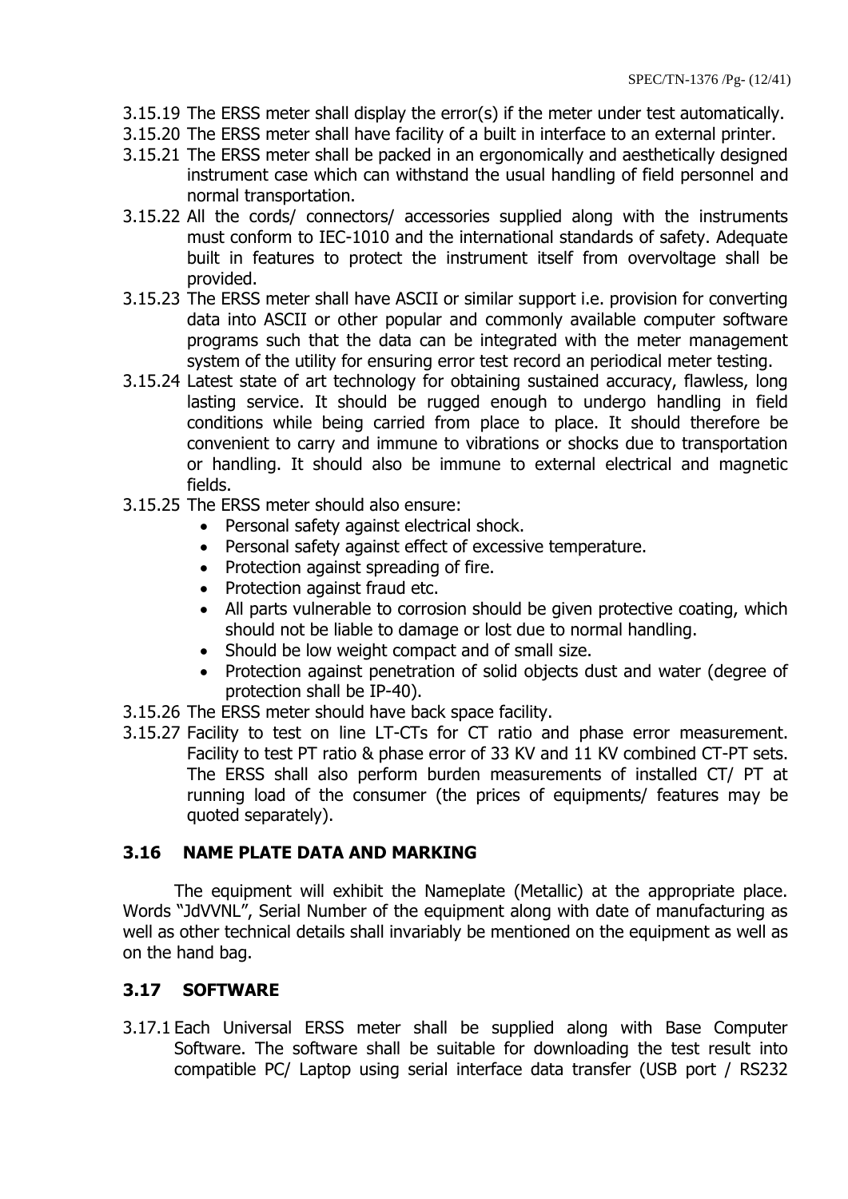3.15.19 The ERSS meter shall display the error(s) if the meter under test automatically.

3.15.20 The ERSS meter shall have facility of a built in interface to an external printer.

3.15.21 The ERSS meter shall be packed in an ergonomically and aesthetically designed instrument case which can withstand the usual handling of field personnel and normal transportation.

3.15.22 All the cords/ connectors/ accessories supplied along with the instruments must conform to IEC-1010 and the international standards of safety. Adequate built in features to protect the instrument itself from overvoltage shall be provided.

3.15.23 The ERSS meter shall have ASCII or similar support i.e. provision for converting data into ASCII or other popular and commonly available computer software programs such that the data can be integrated with the meter management system of the utility for ensuring error test record an periodical meter testing.

3.15.24 Latest state of art technology for obtaining sustained accuracy, flawless, long lasting service. It should be rugged enough to undergo handling in field conditions while being carried from place to place. It should therefore be convenient to carry and immune to vibrations or shocks due to transportation or handling. It should also be immune to external electrical and magnetic fields.

3.15.25 The ERSS meter should also ensure:

- Personal safety against electrical shock.
- Personal safety against effect of excessive temperature.
- Protection against spreading of fire.
- Protection against fraud etc.
- All parts vulnerable to corrosion should be given protective coating, which should not be liable to damage or lost due to normal handling.
- Should be low weight compact and of small size.
- Protection against penetration of solid objects dust and water (degree of protection shall be IP-40).

3.15.26 The ERSS meter should have back space facility.

3.15.27 Facility to test on line LT-CTs for CT ratio and phase error measurement. Facility to test PT ratio & phase error of 33 KV and 11 KV combined CT-PT sets. The ERSS shall also perform burden measurements of installed CT/ PT at running load of the consumer (the prices of equipments/ features may be quoted separately).

## 3.16 NAME PLATE DATA AND MARKING

The equipment will exhibit the Nameplate (Metallic) at the appropriate place. Words "JdVVNL", Serial Number of the equipment along with date of manufacturing as well as other technical details shall invariably be mentioned on the equipment as well as on the hand bag.

## 3.17 SOFTWARE

3.17.1 Each Universal ERSS meter shall be supplied along with Base Computer Software. The software shall be suitable for downloading the test result into compatible PC/ Laptop using serial interface data transfer (USB port / RS232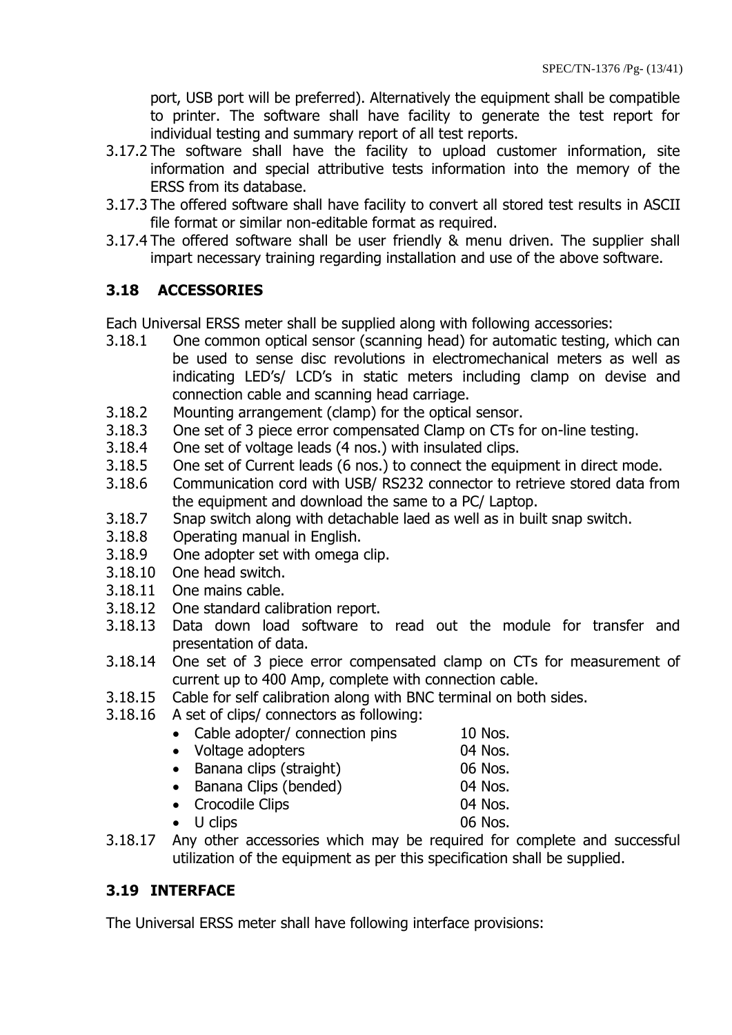port, USB port will be preferred). Alternatively the equipment shall be compatible to printer. The software shall have facility to generate the test report for individual testing and summary report of all test reports.

3.17.2 The software shall have the facility to upload customer information, site information and special attributive tests information into the memory of the ERSS from its database.

3.17.3 The offered software shall have facility to convert all stored test results in ASCII file format or similar non-editable format as required.

3.17.4 The offered software shall be user friendly & menu driven. The supplier shall impart necessary training regarding installation and use of the above software.

## 3.18 ACCESSORIES

Each Universal ERSS meter shall be supplied along with following accessories:

3.18.1 One common optical sensor (scanning head) for automatic testing, which can be used to sense disc revolutions in electromechanical meters as well as indicating LED's/ LCD's in static meters including clamp on devise and connection cable and scanning head carriage.

3.18.2 Mounting arrangement (clamp) for the optical sensor.

3.18.3 One set of 3 piece error compensated Clamp on CTs for on-line testing.

3.18.4 One set of voltage leads (4 nos.) with insulated clips.

3.18.5 One set of Current leads (6 nos.) to connect the equipment in direct mode.

3.18.6 Communication cord with USB/ RS232 connector to retrieve stored data from the equipment and download the same to a PC/ Laptop.

3.18.7 Snap switch along with detachable laed as well as in built snap switch.

3.18.8 Operating manual in English.

3.18.9 One adopter set with omega clip.

3.18.10 One head switch.

3.18.11 One mains cable.

3.18.12 One standard calibration report.

3.18.13 Data down load software to read out the module for transfer and presentation of data.

3.18.14 One set of 3 piece error compensated clamp on CTs for measurement of current up to 400 Amp, complete with connection cable.

3.18.15 Cable for self calibration along with BNC terminal on both sides.

3.18.16 A set of clips/ connectors as following:

- Cable adopter/ connection pins 10 Nos.
- Voltage adopters 04 Nos.
- Banana clips (straight) 06 Nos.
- Banana Clips (bended) 04 Nos.
- Crocodile Clips 04 Nos.
- U clips 06 Nos.

3.18.17 Any other accessories which may be required for complete and successful utilization of the equipment as per this specification shall be supplied.

## 3.19 INTERFACE

The Universal ERSS meter shall have following interface provisions: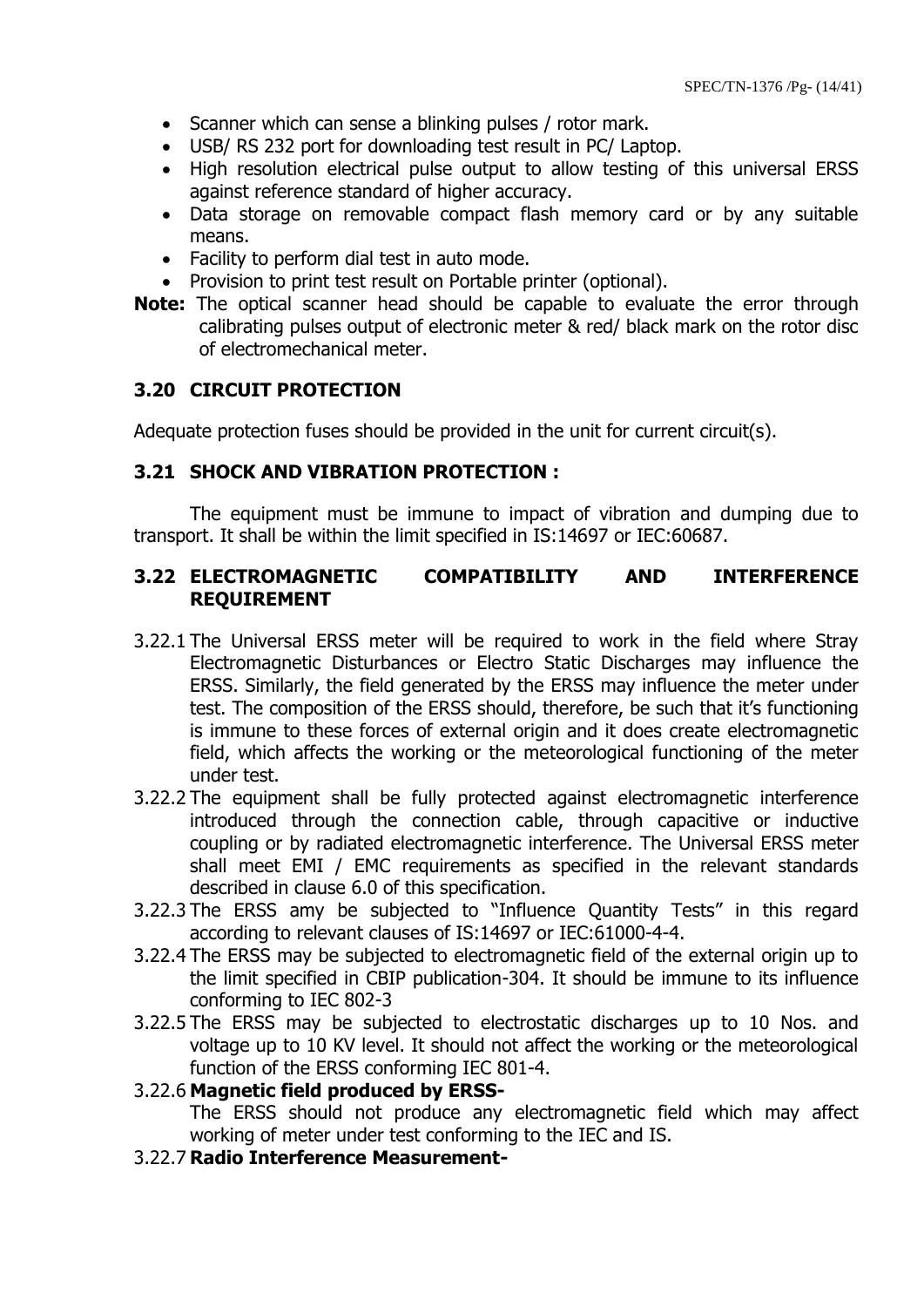- Scanner which can sense a blinking pulses / rotor mark.
- USB/ RS 232 port for downloading test result in PC/ Laptop.
- High resolution electrical pulse output to allow testing of this universal ERSS against reference standard of higher accuracy.
- Data storage on removable compact flash memory card or by any suitable means.
- Facility to perform dial test in auto mode.
- Provision to print test result on Portable printer (optional).

**Note:** The optical scanner head should be capable to evaluate the error through calibrating pulses output of electronic meter & red/ black mark on the rotor disc of electromechanical meter.

### 3.20 CIRCUIT PROTECTION

Adequate protection fuses should be provided in the unit for current circuit(s).

### 3.21 SHOCK AND VIBRATION PROTECTION :

The equipment must be immune to impact of vibration and dumping due to transport. It shall be within the limit specified in IS:14697 or IEC:60687.

### 3.22 ELECTROMAGNETIC COMPATIBILITY AND INTERFERENCE REQUIREMENT

3.22.1 The Universal ERSS meter will be required to work in the field where Stray Electromagnetic Disturbances or Electro Static Discharges may influence the ERSS. Similarly, the field generated by the ERSS may influence the meter under test. The composition of the ERSS should, therefore, be such that it's functioning is immune to these forces of external origin and it does create electromagnetic field, which affects the working or the meteorological functioning of the meter under test.

3.22.2 The equipment shall be fully protected against electromagnetic interference introduced through the connection cable, through capacitive or inductive coupling or by radiated electromagnetic interference. The Universal ERSS meter shall meet EMI / EMC requirements as specified in the relevant standards described in clause 6.0 of this specification.

3.22.3 The ERSS amy be subjected to "Influence Quantity Tests" in this regard according to relevant clauses of IS:14697 or IEC:61000-4-4.

3.22.4 The ERSS may be subjected to electromagnetic field of the external origin up to the limit specified in CBIP publication-304. It should be immune to its influence conforming to IEC 802-3

3.22.5 The ERSS may be subjected to electrostatic discharges up to 10 Nos. and voltage up to 10 KV level. It should not affect the working or the meteorological function of the ERSS conforming IEC 801-4.

3.22.6 **Magnetic field produced by ERSS-**

The ERSS should not produce any electromagnetic field which may affect working of meter under test conforming to the IEC and IS.

3.22.7 **Radio Interference Measurement-**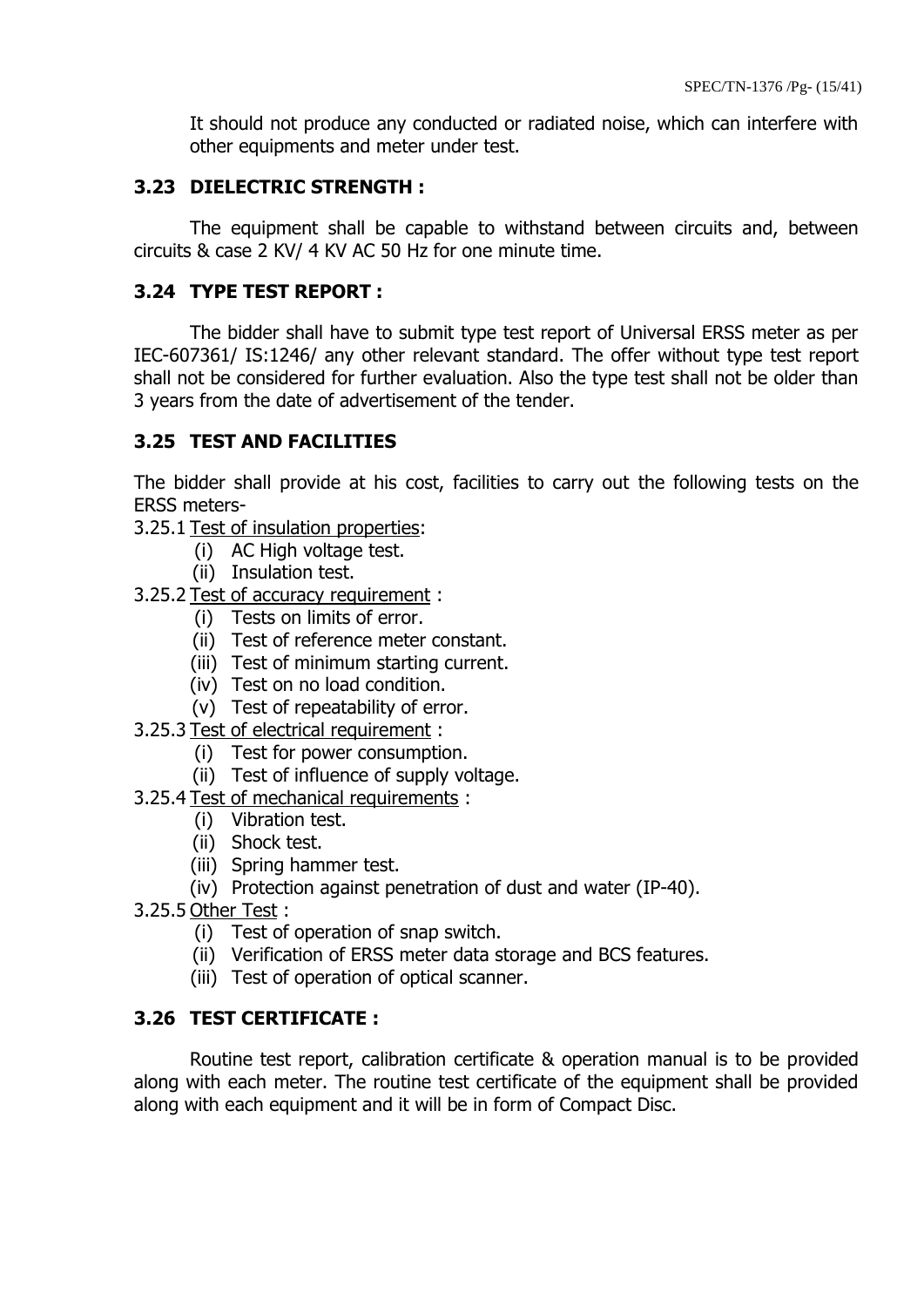It should not produce any conducted or radiated noise, which can interfere with other equipments and meter under test.

### 3.23 DIELECTRIC STRENGTH :

The equipment shall be capable to withstand between circuits and, between circuits & case 2 KV/ 4 KV AC 50 Hz for one minute time.

### 3.24 TYPE TEST REPORT :

The bidder shall have to submit type test report of Universal ERSS meter as per IEC-607361/ IS:1246/ any other relevant standard. The offer without type test report shall not be considered for further evaluation. Also the type test shall not be older than 3 years from the date of advertisement of the tender.

### 3.25 TEST AND FACILITIES

The bidder shall provide at his cost, facilities to carry out the following tests on the ERSS meters-

3.25.1 <u>Test of insulation properties</u>:

- (i) AC High voltage test.
- (ii) Insulation test.

3.25.2 <u>Test of accuracy requirement</u> :

- (i) Tests on limits of error.
- (ii) Test of reference meter constant.
- (iii) Test of minimum starting current.
- (iv) Test on no load condition.
- (v) Test of repeatability of error.

3.25.3 <u>Test of electrical requirement</u> :

- (i) Test for power consumption.
- (ii) Test of influence of supply voltage.

3.25.4 <u>Test of mechanical requirements</u> :

- (i) Vibration test.
- (ii) Shock test.
- (iii) Spring hammer test.
- (iv) Protection against penetration of dust and water (IP-40).

3.25.5 <u>Other Test</u> :

- (i) Test of operation of snap switch.
- (ii) Verification of ERSS meter data storage and BCS features.
- (iii) Test of operation of optical scanner.

### 3.26 TEST CERTIFICATE :

Routine test report, calibration certificate & operation manual is to be provided along with each meter. The routine test certificate of the equipment shall be provided along with each equipment and it will be in form of Compact Disc.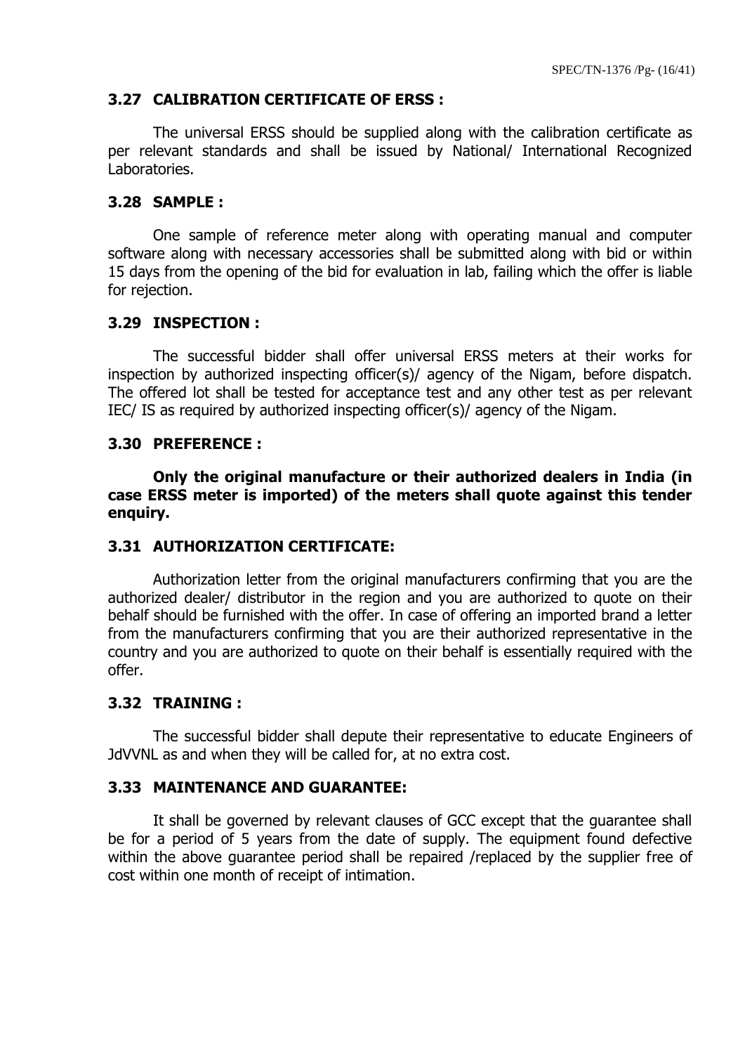### 3.27 CALIBRATION CERTIFICATE OF ERSS :

The universal ERSS should be supplied along with the calibration certificate as per relevant standards and shall be issued by National/ International Recognized Laboratories.

### 3.28 SAMPLE :

One sample of reference meter along with operating manual and computer software along with necessary accessories shall be submitted along with bid or within 15 days from the opening of the bid for evaluation in lab, failing which the offer is liable for rejection.

### 3.29 INSPECTION :

The successful bidder shall offer universal ERSS meters at their works for inspection by authorized inspecting officer(s)/ agency of the Nigam, before dispatch. The offered lot shall be tested for acceptance test and any other test as per relevant IEC/ IS as required by authorized inspecting officer(s)/ agency of the Nigam.

### 3.30 PREFERENCE :

**Only the original manufacture or their authorized dealers in India (in case ERSS meter is imported) of the meters shall quote against this tender enquiry.**

### 3.31 AUTHORIZATION CERTIFICATE:

Authorization letter from the original manufacturers confirming that you are the authorized dealer/ distributor in the region and you are authorized to quote on their behalf should be furnished with the offer. In case of offering an imported brand a letter from the manufacturers confirming that you are their authorized representative in the country and you are authorized to quote on their behalf is essentially required with the offer.

### 3.32 TRAINING :

The successful bidder shall depute their representative to educate Engineers of JdVVNL as and when they will be called for, at no extra cost.

### 3.33 MAINTENANCE AND GUARANTEE:

It shall be governed by relevant clauses of GCC except that the guarantee shall be for a period of 5 years from the date of supply. The equipment found defective within the above guarantee period shall be repaired /replaced by the supplier free of cost within one month of receipt of intimation.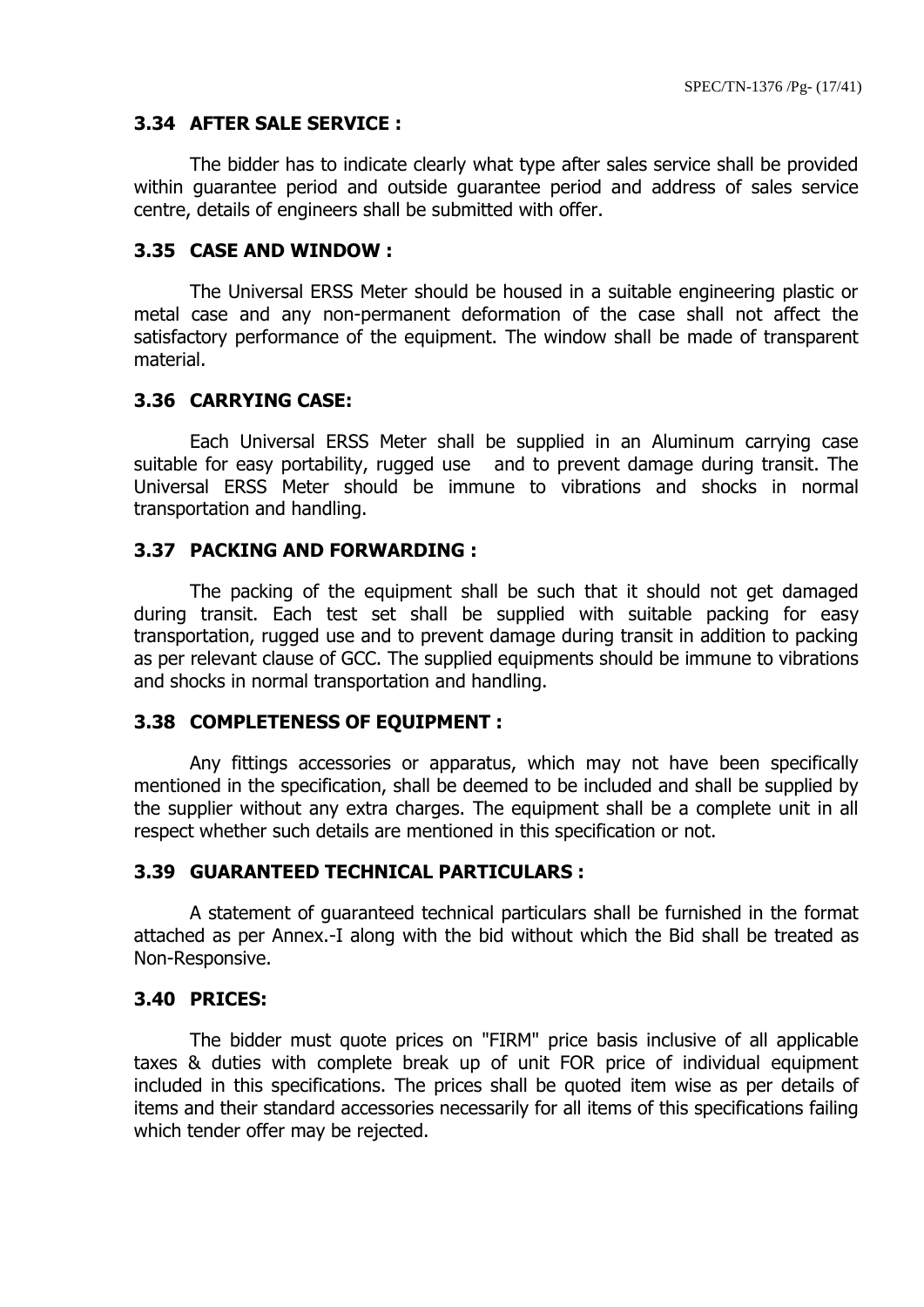### 3.34 AFTER SALE SERVICE :

The bidder has to indicate clearly what type after sales service shall be provided within guarantee period and outside guarantee period and address of sales service centre, details of engineers shall be submitted with offer.

### 3.35 CASE AND WINDOW :

The Universal ERSS Meter should be housed in a suitable engineering plastic or metal case and any non-permanent deformation of the case shall not affect the satisfactory performance of the equipment. The window shall be made of transparent material.

### 3.36 CARRYING CASE:

Each Universal ERSS Meter shall be supplied in an Aluminum carrying case suitable for easy portability, rugged use and to prevent damage during transit. The Universal ERSS Meter should be immune to vibrations and shocks in normal transportation and handling.

### 3.37 PACKING AND FORWARDING :

The packing of the equipment shall be such that it should not get damaged during transit. Each test set shall be supplied with suitable packing for easy transportation, rugged use and to prevent damage during transit in addition to packing as per relevant clause of GCC. The supplied equipments should be immune to vibrations and shocks in normal transportation and handling.

### 3.38 COMPLETENESS OF EQUIPMENT :

Any fittings accessories or apparatus, which may not have been specifically mentioned in the specification, shall be deemed to be included and shall be supplied by the supplier without any extra charges. The equipment shall be a complete unit in all respect whether such details are mentioned in this specification or not.

### 3.39 GUARANTEED TECHNICAL PARTICULARS :

A statement of guaranteed technical particulars shall be furnished in the format attached as per Annex.-I along with the bid without which the Bid shall be treated as Non-Responsive.

### 3.40 PRICES:

The bidder must quote prices on "FIRM" price basis inclusive of all applicable taxes & duties with complete break up of unit FOR price of individual equipment included in this specifications. The prices shall be quoted item wise as per details of items and their standard accessories necessarily for all items of this specifications failing which tender offer may be rejected.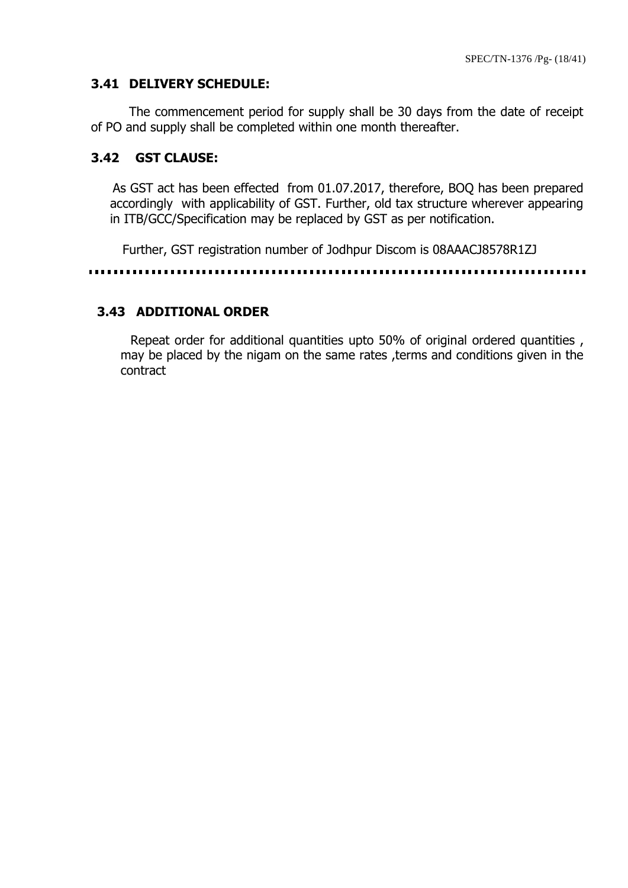### 3.41 DELIVERY SCHEDULE:

The commencement period for supply shall be 30 days from the date of receipt of PO and supply shall be completed within one month thereafter.

### 3.42 GST CLAUSE:

As GST act has been effected from 01.07.2017, therefore, BOQ has been prepared accordingly with applicability of GST. Further, old tax structure wherever appearing in ITB/GCC/Specification may be replaced by GST as per notification.

Further, GST registration number of Jodhpur Discom is 08AAACJ8578R1ZJ

---

### 3.43 ADDITIONAL ORDER

Repeat order for additional quantities upto 50% of original ordered quantities , may be placed by the nigam on the same rates ,terms and conditions given in the contract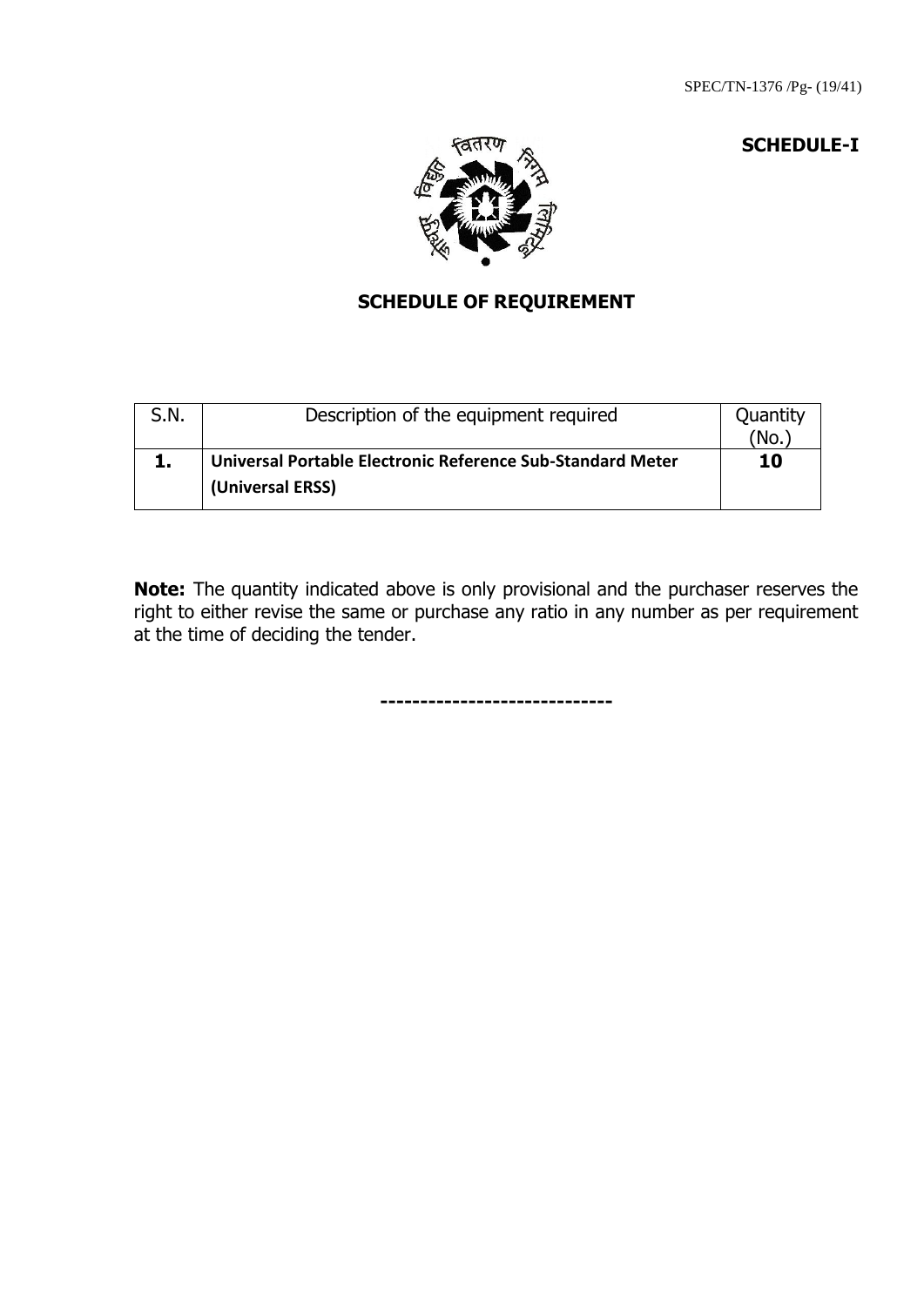**SCHEDULE-I**

## SCHEDULE OF REQUIREMENT

| S.N. | Description of the equipment required | Quantity (No.) |
|---|---|---|
| **1.** | **Universal Portable Electronic Reference Sub-Standard Meter (Universal ERSS)** | **10** |

**Note:** The quantity indicated above is only provisional and the purchaser reserves the right to either revise the same or purchase any ratio in any number as per requirement at the time of deciding the tender.

----------------------------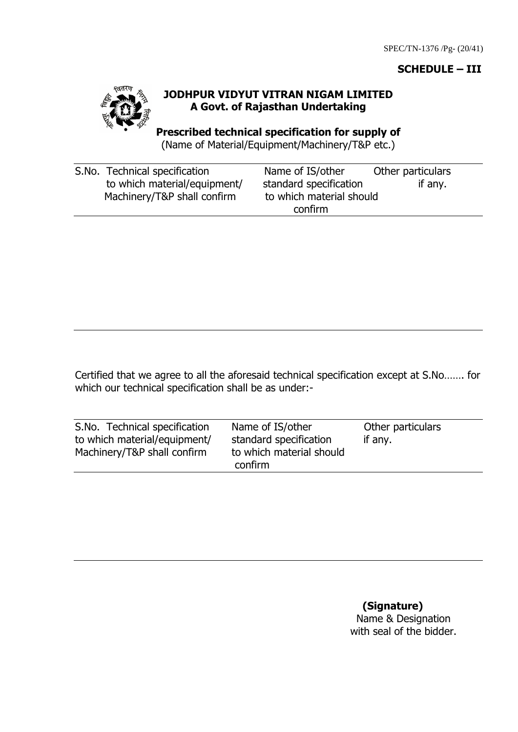**SCHEDULE – III**

**JODHPUR VIDYUT VITRAN NIGAM LIMITED**
**A Govt. of Rajasthan Undertaking**

**Prescribed technical specification for supply of**
(Name of Material/Equipment/Machinery/T&P etc.)

| S.No. | Technical specification to which material/equipment/ Machinery/T&P shall confirm | Name of IS/other standard specification to which material should confirm | Other particulars if any. |
|---|---|---|---|
| | | | |

Certified that we agree to all the aforesaid technical specification except at S.No……. for which our technical specification shall be as under:-

| S.No. | Technical specification to which material/equipment/ Machinery/T&P shall confirm | Name of IS/other standard specification to which material should confirm | Other particulars if any. |
|---|---|---|---|
| | | | |

**(Signature)**
Name & Designation
with seal of the bidder.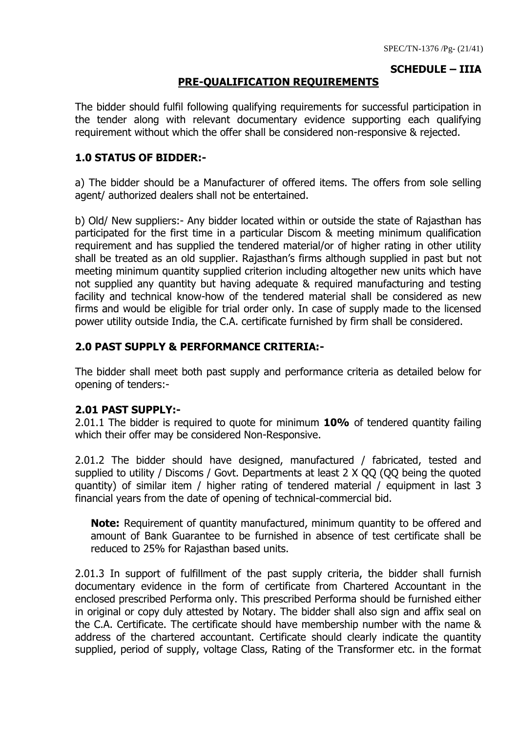**SCHEDULE – IIIA**

## PRE-QUALIFICATION REQUIREMENTS

The bidder should fulfil following qualifying requirements for successful participation in the tender along with relevant documentary evidence supporting each qualifying requirement without which the offer shall be considered non-responsive & rejected.

### 1.0 STATUS OF BIDDER:-

a) The bidder should be a Manufacturer of offered items. The offers from sole selling agent/ authorized dealers shall not be entertained.

b) Old/ New suppliers:- Any bidder located within or outside the state of Rajasthan has participated for the first time in a particular Discom & meeting minimum qualification requirement and has supplied the tendered material/or of higher rating in other utility shall be treated as an old supplier. Rajasthan's firms although supplied in past but not meeting minimum quantity supplied criterion including altogether new units which have not supplied any quantity but having adequate & required manufacturing and testing facility and technical know-how of the tendered material shall be considered as new firms and would be eligible for trial order only. In case of supply made to the licensed power utility outside India, the C.A. certificate furnished by firm shall be considered.

### 2.0 PAST SUPPLY & PERFORMANCE CRITERIA:-

The bidder shall meet both past supply and performance criteria as detailed below for opening of tenders:-

#### 2.01 PAST SUPPLY:-

2.01.1 The bidder is required to quote for minimum **10%** of tendered quantity failing which their offer may be considered Non-Responsive.

2.01.2 The bidder should have designed, manufactured / fabricated, tested and supplied to utility / Discoms / Govt. Departments at least 2 X QQ (QQ being the quoted quantity) of similar item / higher rating of tendered material / equipment in last 3 financial years from the date of opening of technical-commercial bid.

> **Note:** Requirement of quantity manufactured, minimum quantity to be offered and amount of Bank Guarantee to be furnished in absence of test certificate shall be reduced to 25% for Rajasthan based units.

2.01.3 In support of fulfillment of the past supply criteria, the bidder shall furnish documentary evidence in the form of certificate from Chartered Accountant in the enclosed prescribed Performa only. This prescribed Performa should be furnished either in original or copy duly attested by Notary. The bidder shall also sign and affix seal on the C.A. Certificate. The certificate should have membership number with the name & address of the chartered accountant. Certificate should clearly indicate the quantity supplied, period of supply, voltage Class, Rating of the Transformer etc. in the format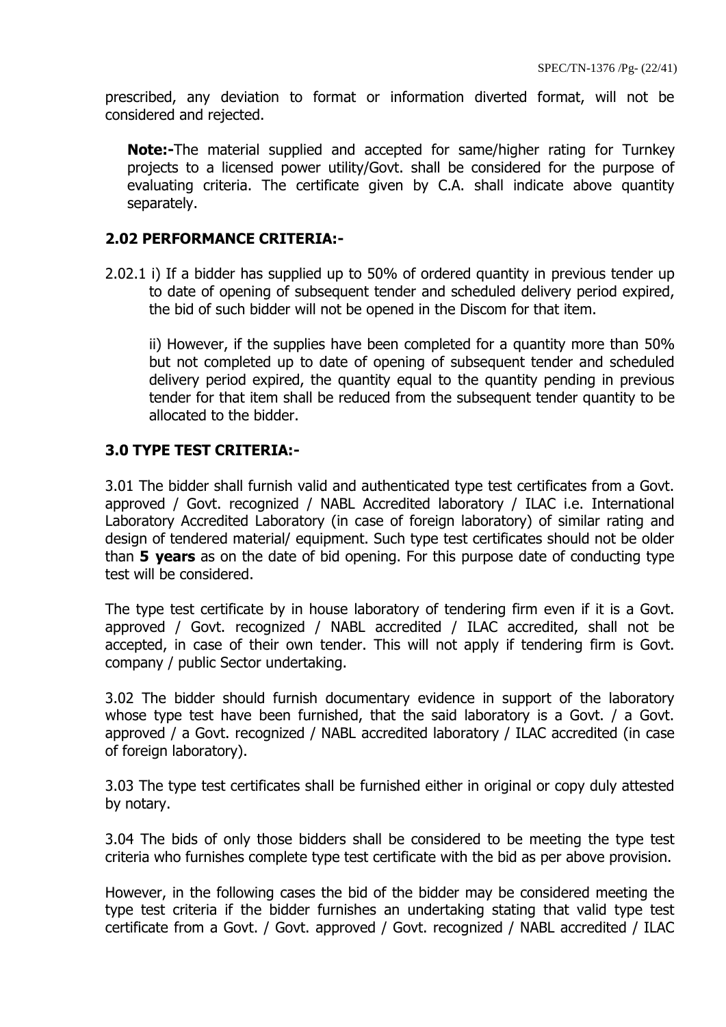prescribed, any deviation to format or information diverted format, will not be considered and rejected.

**Note:-**The material supplied and accepted for same/higher rating for Turnkey projects to a licensed power utility/Govt. shall be considered for the purpose of evaluating criteria. The certificate given by C.A. shall indicate above quantity separately.

### 2.02 PERFORMANCE CRITERIA:-

2.02.1 i) If a bidder has supplied up to 50% of ordered quantity in previous tender up to date of opening of subsequent tender and scheduled delivery period expired, the bid of such bidder will not be opened in the Discom for that item.

ii) However, if the supplies have been completed for a quantity more than 50% but not completed up to date of opening of subsequent tender and scheduled delivery period expired, the quantity equal to the quantity pending in previous tender for that item shall be reduced from the subsequent tender quantity to be allocated to the bidder.

### 3.0 TYPE TEST CRITERIA:-

3.01 The bidder shall furnish valid and authenticated type test certificates from a Govt. approved / Govt. recognized / NABL Accredited laboratory / ILAC i.e. International Laboratory Accredited Laboratory (in case of foreign laboratory) of similar rating and design of tendered material/ equipment. Such type test certificates should not be older than **5 years** as on the date of bid opening. For this purpose date of conducting type test will be considered.

The type test certificate by in house laboratory of tendering firm even if it is a Govt. approved / Govt. recognized / NABL accredited / ILAC accredited, shall not be accepted, in case of their own tender. This will not apply if tendering firm is Govt. company / public Sector undertaking.

3.02 The bidder should furnish documentary evidence in support of the laboratory whose type test have been furnished, that the said laboratory is a Govt. / a Govt. approved / a Govt. recognized / NABL accredited laboratory / ILAC accredited (in case of foreign laboratory).

3.03 The type test certificates shall be furnished either in original or copy duly attested by notary.

3.04 The bids of only those bidders shall be considered to be meeting the type test criteria who furnishes complete type test certificate with the bid as per above provision.

However, in the following cases the bid of the bidder may be considered meeting the type test criteria if the bidder furnishes an undertaking stating that valid type test certificate from a Govt. / Govt. approved / Govt. recognized / NABL accredited / ILAC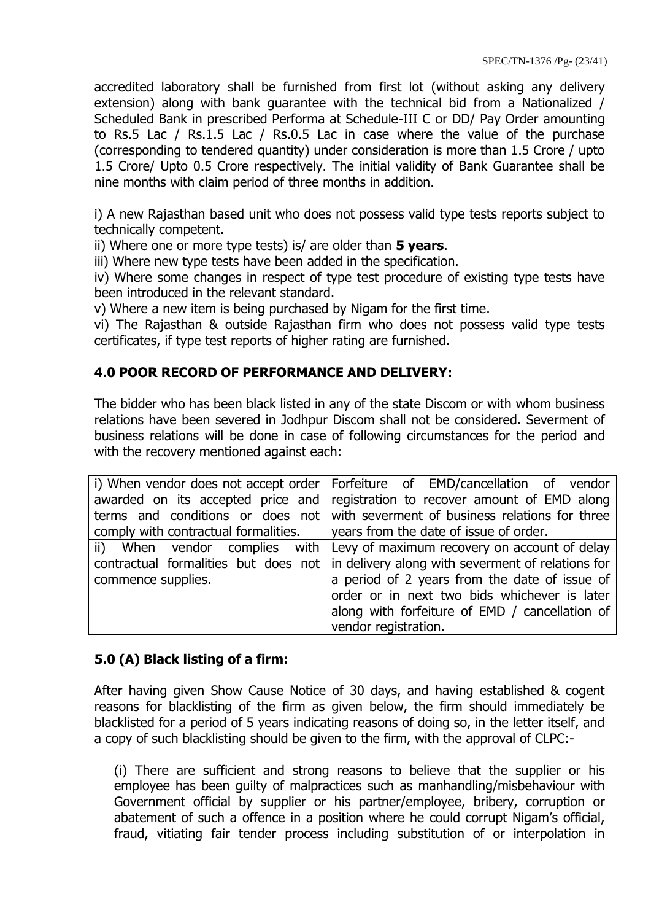accredited laboratory shall be furnished from first lot (without asking any delivery extension) along with bank guarantee with the technical bid from a Nationalized / Scheduled Bank in prescribed Performa at Schedule-III C or DD/ Pay Order amounting to Rs.5 Lac / Rs.1.5 Lac / Rs.0.5 Lac in case where the value of the purchase (corresponding to tendered quantity) under consideration is more than 1.5 Crore / upto 1.5 Crore/ Upto 0.5 Crore respectively. The initial validity of Bank Guarantee shall be nine months with claim period of three months in addition.

i) A new Rajasthan based unit who does not possess valid type tests reports subject to technically competent.

ii) Where one or more type tests) is/ are older than **5 years**.

iii) Where new type tests have been added in the specification.

iv) Where some changes in respect of type test procedure of existing type tests have been introduced in the relevant standard.

v) Where a new item is being purchased by Nigam for the first time.

vi) The Rajasthan & outside Rajasthan firm who does not possess valid type tests certificates, if type test reports of higher rating are furnished.

## 4.0 POOR RECORD OF PERFORMANCE AND DELIVERY:

The bidder who has been black listed in any of the state Discom or with whom business relations have been severed in Jodhpur Discom shall not be considered. Severment of business relations will be done in case of following circumstances for the period and with the recovery mentioned against each:

| | |
|---|---|
| i) When vendor does not accept order awarded on its accepted price and terms and conditions or does not comply with contractual formalities. | Forfeiture of EMD/cancellation of vendor registration to recover amount of EMD along with severment of business relations for three years from the date of issue of order. |
| ii) When vendor complies with contractual formalities but does not commence supplies. | Levy of maximum recovery on account of delay in delivery along with severment of relations for a period of 2 years from the date of issue of order or in next two bids whichever is later along with forfeiture of EMD / cancellation of vendor registration. |

## 5.0 (A) Black listing of a firm:

After having given Show Cause Notice of 30 days, and having established & cogent reasons for blacklisting of the firm as given below, the firm should immediately be blacklisted for a period of 5 years indicating reasons of doing so, in the letter itself, and a copy of such blacklisting should be given to the firm, with the approval of CLPC:-

(i) There are sufficient and strong reasons to believe that the supplier or his employee has been guilty of malpractices such as manhandling/misbehaviour with Government official by supplier or his partner/employee, bribery, corruption or abatement of such a offence in a position where he could corrupt Nigam's official, fraud, vitiating fair tender process including substitution of or interpolation in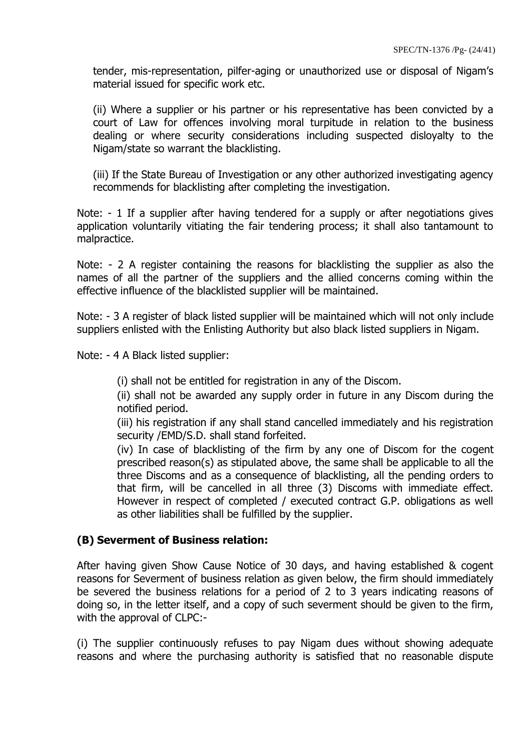tender, mis-representation, pilfer-aging or unauthorized use or disposal of Nigam's material issued for specific work etc.

(ii) Where a supplier or his partner or his representative has been convicted by a court of Law for offences involving moral turpitude in relation to the business dealing or where security considerations including suspected disloyalty to the Nigam/state so warrant the blacklisting.

(iii) If the State Bureau of Investigation or any other authorized investigating agency recommends for blacklisting after completing the investigation.

Note: - 1 If a supplier after having tendered for a supply or after negotiations gives application voluntarily vitiating the fair tendering process; it shall also tantamount to malpractice.

Note: - 2 A register containing the reasons for blacklisting the supplier as also the names of all the partner of the suppliers and the allied concerns coming within the effective influence of the blacklisted supplier will be maintained.

Note: - 3 A register of black listed supplier will be maintained which will not only include suppliers enlisted with the Enlisting Authority but also black listed suppliers in Nigam.

Note: - 4 A Black listed supplier:

(i) shall not be entitled for registration in any of the Discom.

(ii) shall not be awarded any supply order in future in any Discom during the notified period.

(iii) his registration if any shall stand cancelled immediately and his registration security /EMD/S.D. shall stand forfeited.

(iv) In case of blacklisting of the firm by any one of Discom for the cogent prescribed reason(s) as stipulated above, the same shall be applicable to all the three Discoms and as a consequence of blacklisting, all the pending orders to that firm, will be cancelled in all three (3) Discoms with immediate effect. However in respect of completed / executed contract G.P. obligations as well as other liabilities shall be fulfilled by the supplier.

### (B) Severment of Business relation:

After having given Show Cause Notice of 30 days, and having established & cogent reasons for Severment of business relation as given below, the firm should immediately be severed the business relations for a period of 2 to 3 years indicating reasons of doing so, in the letter itself, and a copy of such severment should be given to the firm, with the approval of CLPC:-

(i) The supplier continuously refuses to pay Nigam dues without showing adequate reasons and where the purchasing authority is satisfied that no reasonable dispute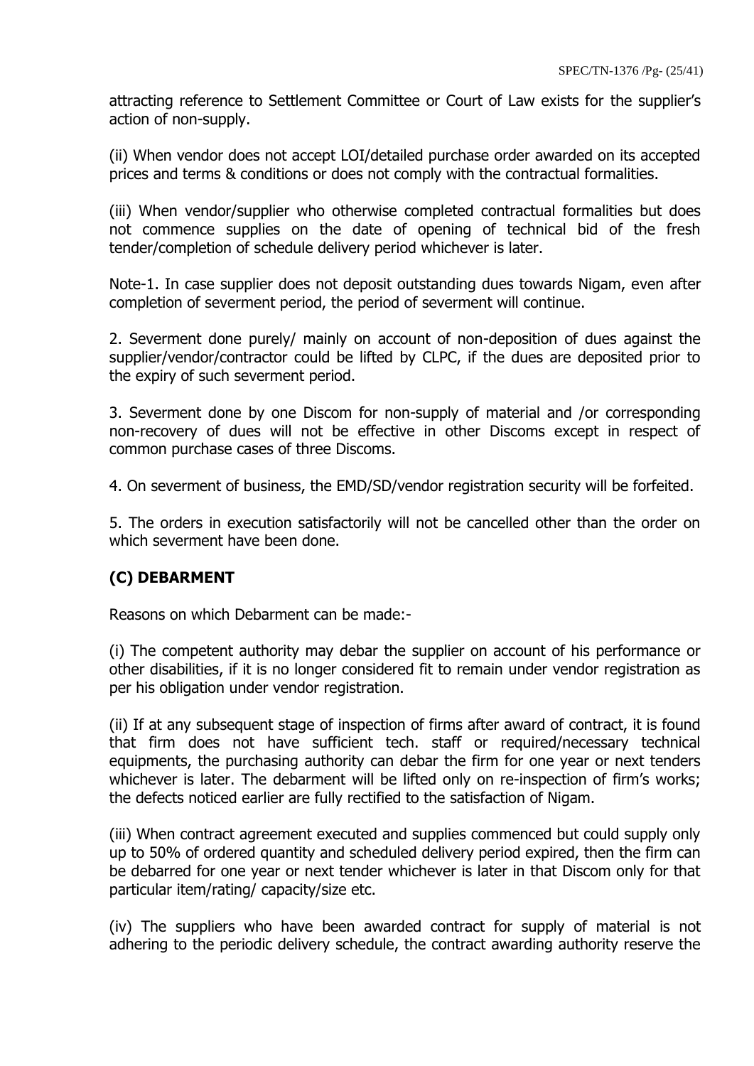attracting reference to Settlement Committee or Court of Law exists for the supplier's action of non-supply.

(ii) When vendor does not accept LOI/detailed purchase order awarded on its accepted prices and terms & conditions or does not comply with the contractual formalities.

(iii) When vendor/supplier who otherwise completed contractual formalities but does not commence supplies on the date of opening of technical bid of the fresh tender/completion of schedule delivery period whichever is later.

Note-1. In case supplier does not deposit outstanding dues towards Nigam, even after completion of severment period, the period of severment will continue.

2. Severment done purely/ mainly on account of non-deposition of dues against the supplier/vendor/contractor could be lifted by CLPC, if the dues are deposited prior to the expiry of such severment period.

3. Severment done by one Discom for non-supply of material and /or corresponding non-recovery of dues will not be effective in other Discoms except in respect of common purchase cases of three Discoms.

4. On severment of business, the EMD/SD/vendor registration security will be forfeited.

5. The orders in execution satisfactorily will not be cancelled other than the order on which severment have been done.

## (C) DEBARMENT

Reasons on which Debarment can be made:-

(i) The competent authority may debar the supplier on account of his performance or other disabilities, if it is no longer considered fit to remain under vendor registration as per his obligation under vendor registration.

(ii) If at any subsequent stage of inspection of firms after award of contract, it is found that firm does not have sufficient tech. staff or required/necessary technical equipments, the purchasing authority can debar the firm for one year or next tenders whichever is later. The debarment will be lifted only on re-inspection of firm's works; the defects noticed earlier are fully rectified to the satisfaction of Nigam.

(iii) When contract agreement executed and supplies commenced but could supply only up to 50% of ordered quantity and scheduled delivery period expired, then the firm can be debarred for one year or next tender whichever is later in that Discom only for that particular item/rating/ capacity/size etc.

(iv) The suppliers who have been awarded contract for supply of material is not adhering to the periodic delivery schedule, the contract awarding authority reserve the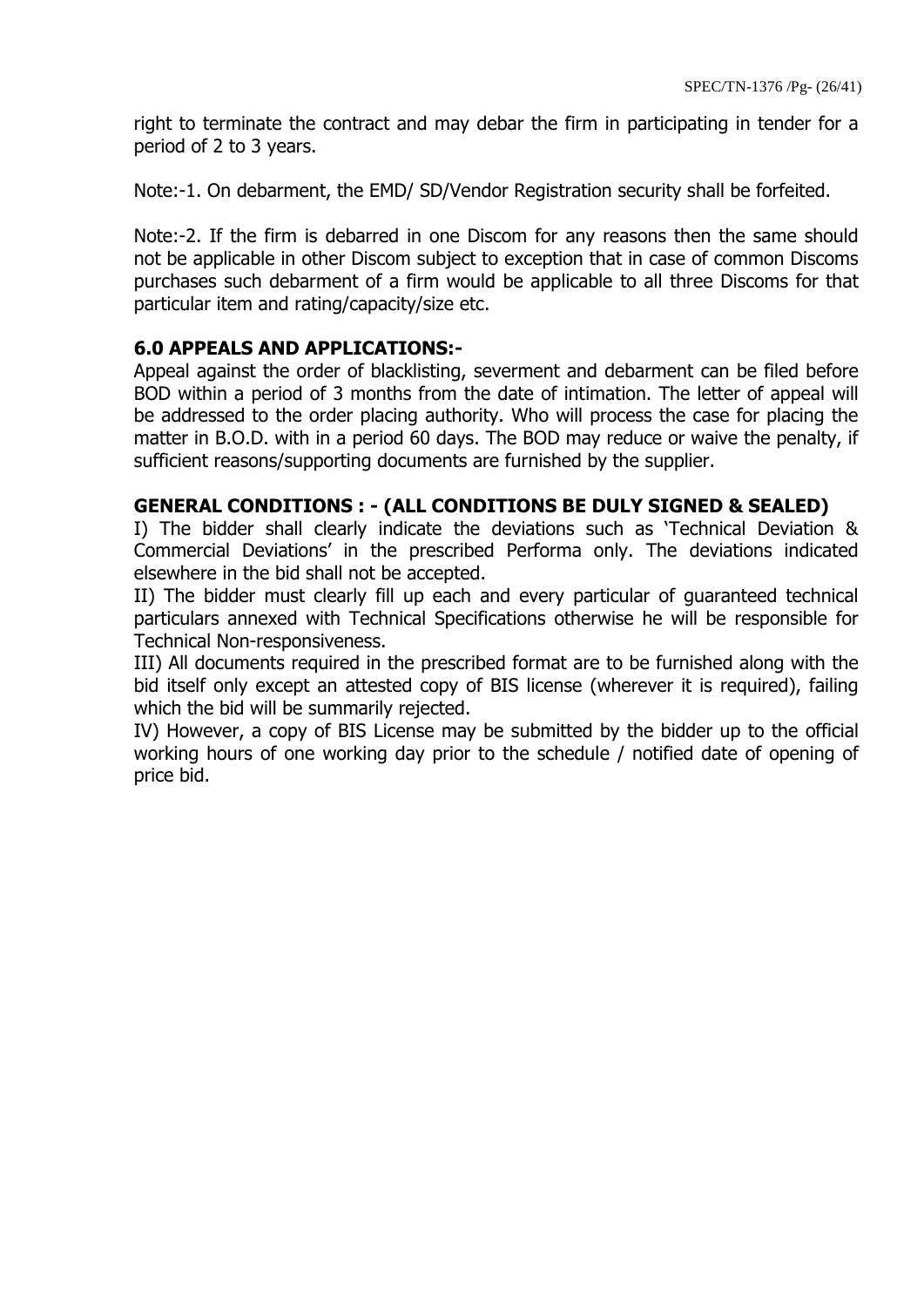right to terminate the contract and may debar the firm in participating in tender for a period of 2 to 3 years.

Note:-1. On debarment, the EMD/ SD/Vendor Registration security shall be forfeited.

Note:-2. If the firm is debarred in one Discom for any reasons then the same should not be applicable in other Discom subject to exception that in case of common Discoms purchases such debarment of a firm would be applicable to all three Discoms for that particular item and rating/capacity/size etc.

### 6.0 APPEALS AND APPLICATIONS:-

Appeal against the order of blacklisting, severment and debarment can be filed before BOD within a period of 3 months from the date of intimation. The letter of appeal will be addressed to the order placing authority. Who will process the case for placing the matter in B.O.D. with in a period 60 days. The BOD may reduce or waive the penalty, if sufficient reasons/supporting documents are furnished by the supplier.

### GENERAL CONDITIONS : - (ALL CONDITIONS BE DULY SIGNED & SEALED)

I) The bidder shall clearly indicate the deviations such as 'Technical Deviation & Commercial Deviations' in the prescribed Performa only. The deviations indicated elsewhere in the bid shall not be accepted.

II) The bidder must clearly fill up each and every particular of guaranteed technical particulars annexed with Technical Specifications otherwise he will be responsible for Technical Non-responsiveness.

III) All documents required in the prescribed format are to be furnished along with the bid itself only except an attested copy of BIS license (wherever it is required), failing which the bid will be summarily rejected.

IV) However, a copy of BIS License may be submitted by the bidder up to the official working hours of one working day prior to the schedule / notified date of opening of price bid.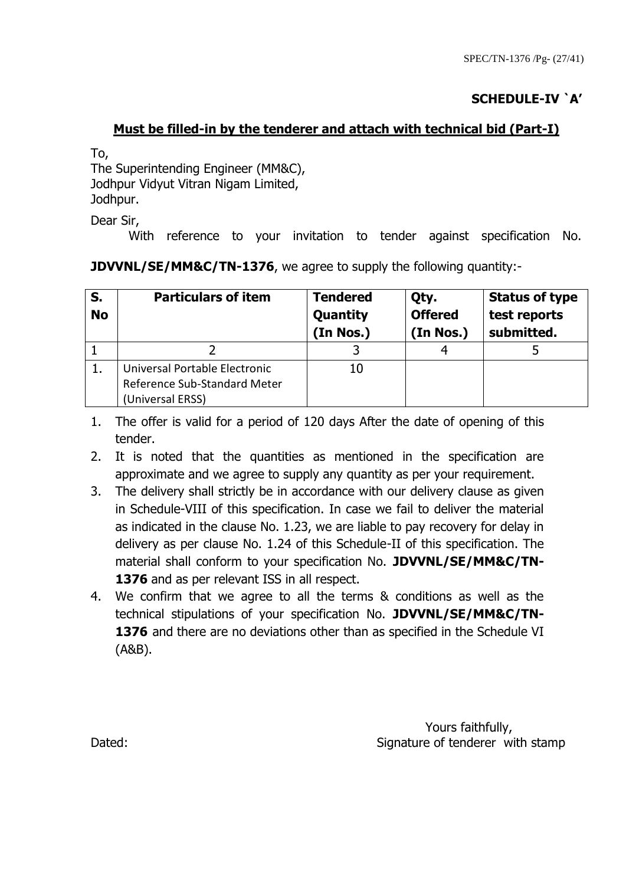## SCHEDULE-IV `A'

**Must be filled-in by the tenderer and attach with technical bid (Part-I)**

To,
The Superintending Engineer (MM&C),
Jodhpur Vidyut Vitran Nigam Limited,
Jodhpur.

Dear Sir,

With reference to your invitation to tender against specification No. **JDVVNL/SE/MM&C/TN-1376**, we agree to supply the following quantity:-

| S. No | Particulars of item | Tendered Quantity (In Nos.) | Qty. Offered (In Nos.) | Status of type test reports submitted. |
|---|---|---|---|---|
| 1 | 2 | 3 | 4 | 5 |
| 1. | Universal Portable Electronic Reference Sub-Standard Meter (Universal ERSS) | 10 | | |

1. The offer is valid for a period of 120 days After the date of opening of this tender.
2. It is noted that the quantities as mentioned in the specification are approximate and we agree to supply any quantity as per your requirement.
3. The delivery shall strictly be in accordance with our delivery clause as given in Schedule-VIII of this specification. In case we fail to deliver the material as indicated in the clause No. 1.23, we are liable to pay recovery for delay in delivery as per clause No. 1.24 of this Schedule-II of this specification. The material shall conform to your specification No. **JDVVNL/SE/MM&C/TN-1376** and as per relevant ISS in all respect.
4. We confirm that we agree to all the terms & conditions as well as the technical stipulations of your specification No. **JDVVNL/SE/MM&C/TN-1376** and there are no deviations other than as specified in the Schedule VI (A&B).

Yours faithfully,

Dated: Signature of tenderer with stamp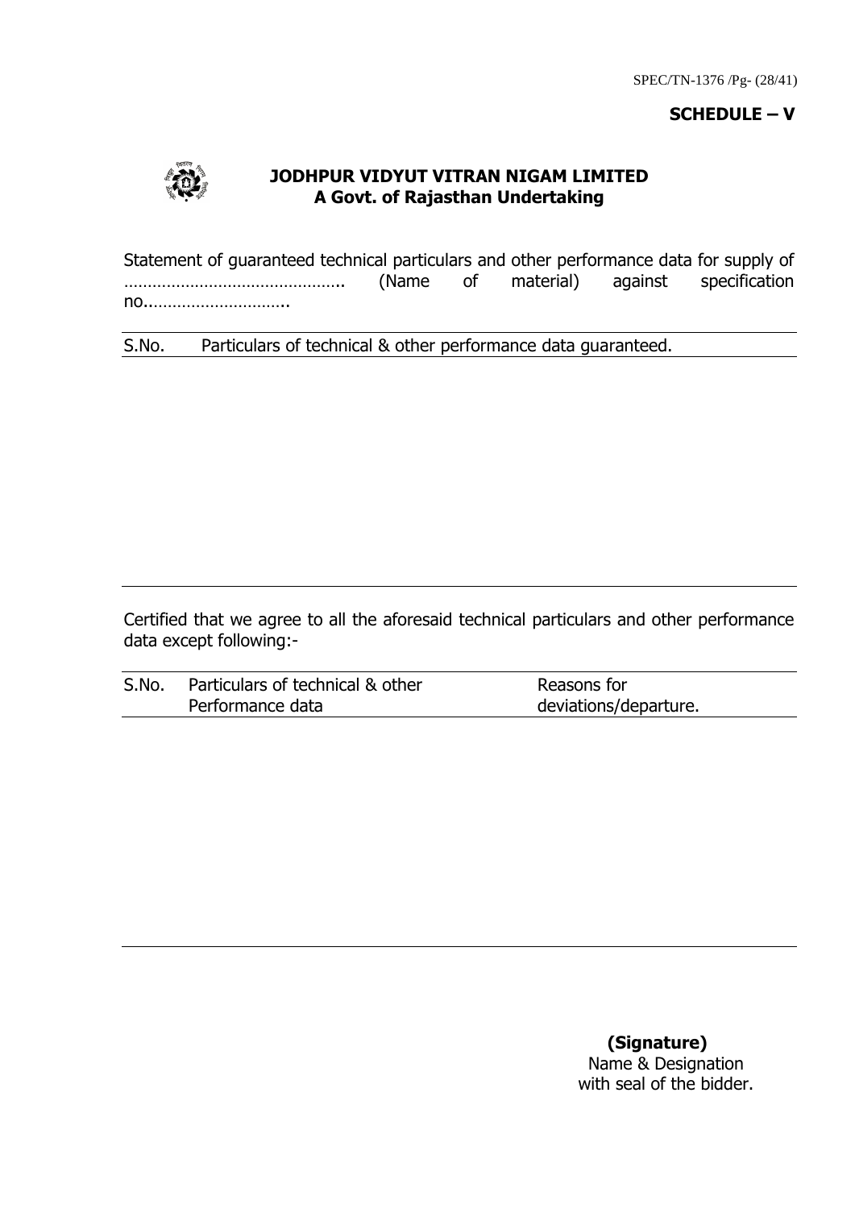**SCHEDULE – V**

**JODHPUR VIDYUT VITRAN NIGAM LIMITED**
**A Govt. of Rajasthan Undertaking**

Statement of guaranteed technical particulars and other performance data for supply of ……………………………………….. (Name of material) against specification no..………………………..

| S.No. | Particulars of technical & other performance data guaranteed. |
|---|---|
| | |

Certified that we agree to all the aforesaid technical particulars and other performance data except following:-

| S.No. | Particulars of technical & other Performance data | Reasons for deviations/departure. |
|---|---|---|
| | | |

**(Signature)**
Name & Designation
with seal of the bidder.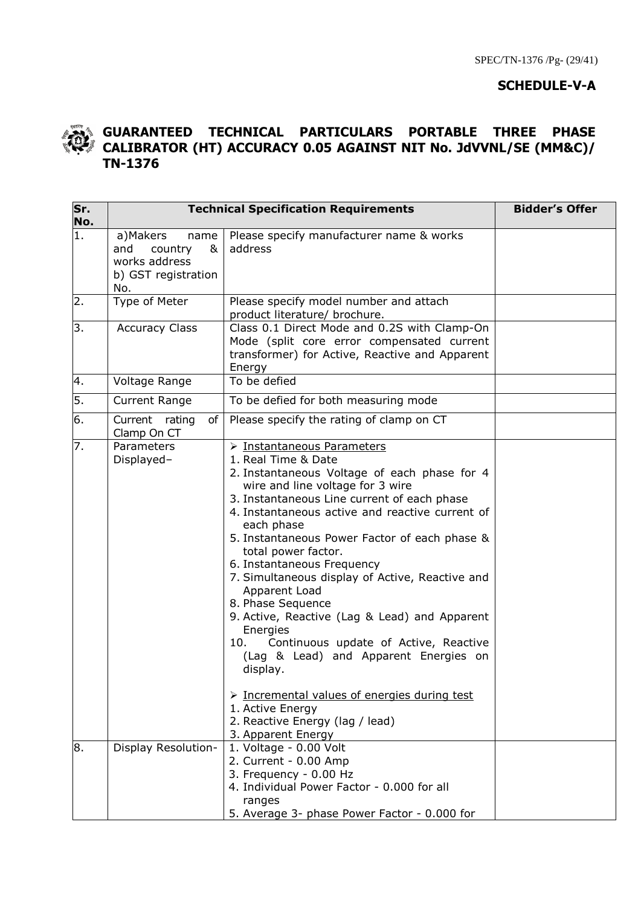**SCHEDULE-V-A**

## GUARANTEED TECHNICAL PARTICULARS PORTABLE THREE PHASE CALIBRATOR (HT) ACCURACY 0.05 AGAINST NIT No. JdVVNL/SE (MM&C)/ TN-1376

| Sr. No. | Technical Specification Requirements | | Bidder's Offer |
|---|---|---|---|
| 1. | a)Makers name and country & works address<br>b) GST registration No. | Please specify manufacturer name & works address | |
| 2. | Type of Meter | Please specify model number and attach product literature/ brochure. | |
| 3. | Accuracy Class | Class 0.1 Direct Mode and 0.2S with Clamp-On Mode (split core error compensated current transformer) for Active, Reactive and Apparent Energy | |
| 4. | Voltage Range | To be defied | |
| 5. | Current Range | To be defied for both measuring mode | |
| 6. | Current rating of Clamp On CT | Please specify the rating of clamp on CT | |
| 7. | Parameters Displayed– | ➢ Instantaneous Parameters<br>1. Real Time & Date<br>2. Instantaneous Voltage of each phase for 4 wire and line voltage for 3 wire<br>3. Instantaneous Line current of each phase<br>4. Instantaneous active and reactive current of each phase<br>5. Instantaneous Power Factor of each phase & total power factor.<br>6. Instantaneous Frequency<br>7. Simultaneous display of Active, Reactive and Apparent Load<br>8. Phase Sequence<br>9. Active, Reactive (Lag & Lead) and Apparent Energies<br>10. Continuous update of Active, Reactive (Lag & Lead) and Apparent Energies on display.<br><br>➢ Incremental values of energies during test<br>1. Active Energy<br>2. Reactive Energy (lag / lead)<br>3. Apparent Energy | |
| 8. | Display Resolution- | 1. Voltage - 0.00 Volt<br>2. Current - 0.00 Amp<br>3. Frequency - 0.00 Hz<br>4. Individual Power Factor - 0.000 for all ranges<br>5. Average 3- phase Power Factor - 0.000 for | |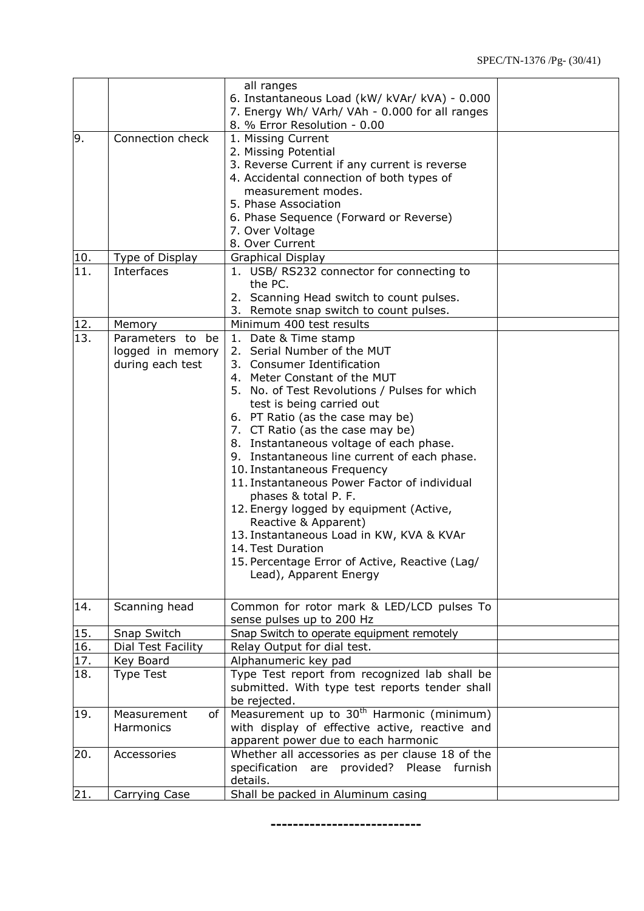| | | | |
|---|---|---|---|
| | | all ranges<br>6. Instantaneous Load (kW/ kVAr/ kVA) - 0.000<br>7. Energy Wh/ VArh/ VAh - 0.000 for all ranges<br>8. % Error Resolution - 0.00 | |
| 9. | Connection check | 1. Missing Current<br>2. Missing Potential<br>3. Reverse Current if any current is reverse<br>4. Accidental connection of both types of measurement modes.<br>5. Phase Association<br>6. Phase Sequence (Forward or Reverse)<br>7. Over Voltage<br>8. Over Current | |
| 10. | Type of Display | Graphical Display | |
| 11. | Interfaces | 1. USB/ RS232 connector for connecting to the PC.<br>2. Scanning Head switch to count pulses.<br>3. Remote snap switch to count pulses. | |
| 12. | Memory | Minimum 400 test results | |
| 13. | Parameters to be logged in memory during each test | 1. Date & Time stamp<br>2. Serial Number of the MUT<br>3. Consumer Identification<br>4. Meter Constant of the MUT<br>5. No. of Test Revolutions / Pulses for which test is being carried out<br>6. PT Ratio (as the case may be)<br>7. CT Ratio (as the case may be)<br>8. Instantaneous voltage of each phase.<br>9. Instantaneous line current of each phase.<br>10. Instantaneous Frequency<br>11. Instantaneous Power Factor of individual phases & total P. F.<br>12. Energy logged by equipment (Active, Reactive & Apparent)<br>13. Instantaneous Load in KW, KVA & KVAr<br>14. Test Duration<br>15. Percentage Error of Active, Reactive (Lag/ Lead), Apparent Energy | |
| 14. | Scanning head | Common for rotor mark & LED/LCD pulses To sense pulses up to 200 Hz | |
| 15. | Snap Switch | Snap Switch to operate equipment remotely | |
| 16. | Dial Test Facility | Relay Output for dial test. | |
| 17. | Key Board | Alphanumeric key pad | |
| 18. | Type Test | Type Test report from recognized lab shall be submitted. With type test reports tender shall be rejected. | |
| 19. | Measurement of Harmonics | Measurement up to 30th Harmonic (minimum) with display of effective active, reactive and apparent power due to each harmonic | |
| 20. | Accessories | Whether all accessories as per clause 18 of the specification are provided? Please furnish details. | |
| 21. | Carrying Case | Shall be packed in Aluminum casing | |

---------------------------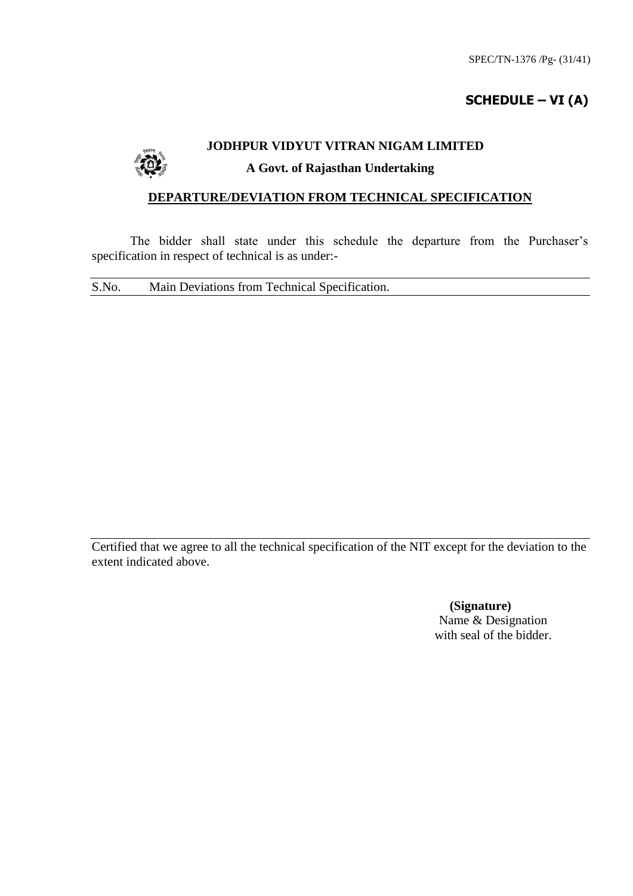## SCHEDULE – VI (A)

**JODHPUR VIDYUT VITRAN NIGAM LIMITED**

**A Govt. of Rajasthan Undertaking**

**DEPARTURE/DEVIATION FROM TECHNICAL SPECIFICATION**

The bidder shall state under this schedule the departure from the Purchaser's specification in respect of technical is as under:-

| S.No. | Main Deviations from Technical Specification. |
|---|---|
| | |

Certified that we agree to all the technical specification of the NIT except for the deviation to the extent indicated above.

**(Signature)**
Name & Designation
with seal of the bidder.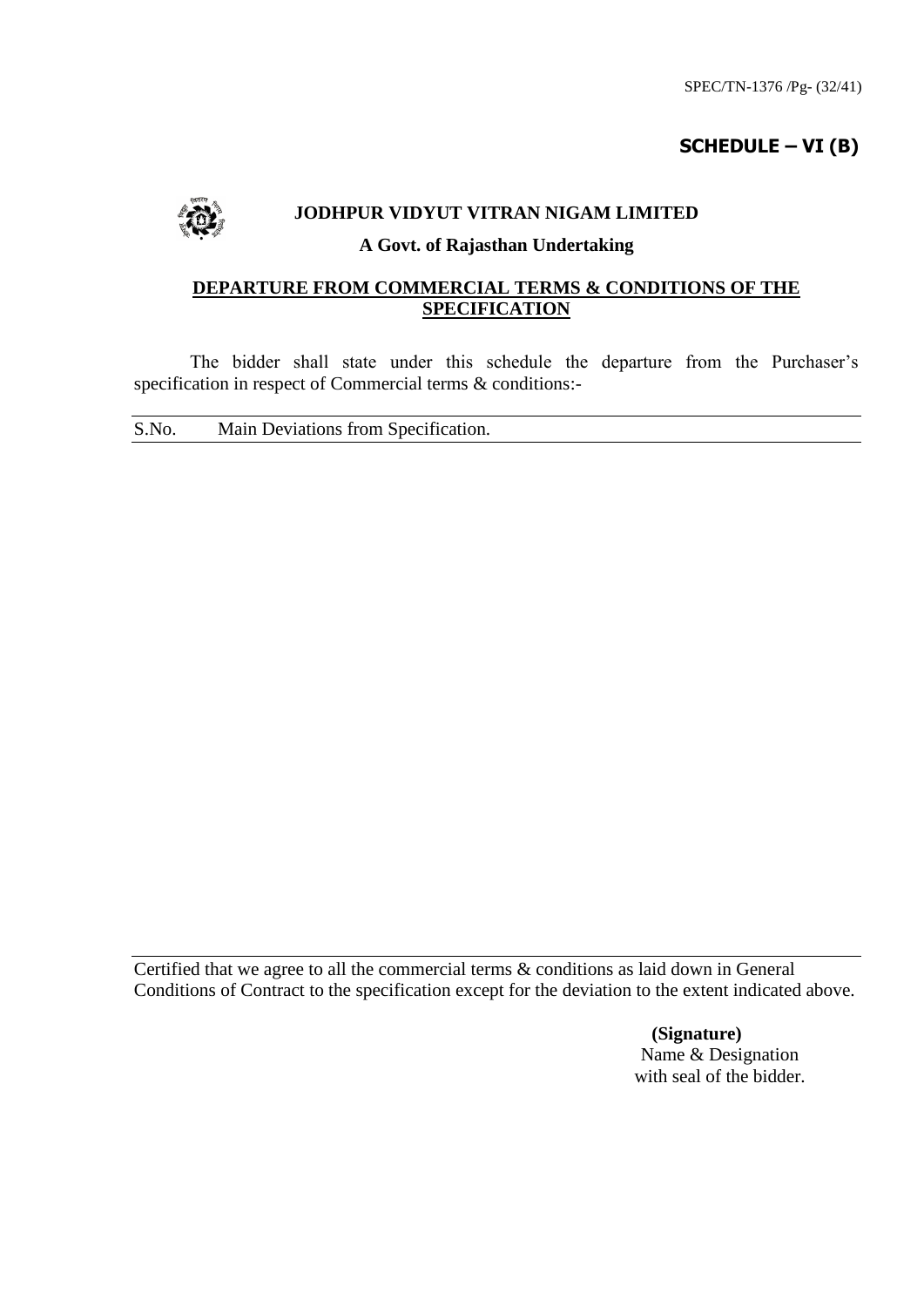# SCHEDULE – VI (B)

**JODHPUR VIDYUT VITRAN NIGAM LIMITED**

**A Govt. of Rajasthan Undertaking**

## DEPARTURE FROM COMMERCIAL TERMS & CONDITIONS OF THE SPECIFICATION

The bidder shall state under this schedule the departure from the Purchaser's specification in respect of Commercial terms & conditions:-

| S.No. | Main Deviations from Specification. |
|---|---|
| | |

Certified that we agree to all the commercial terms & conditions as laid down in General Conditions of Contract to the specification except for the deviation to the extent indicated above.

**(Signature)**
Name & Designation
with seal of the bidder.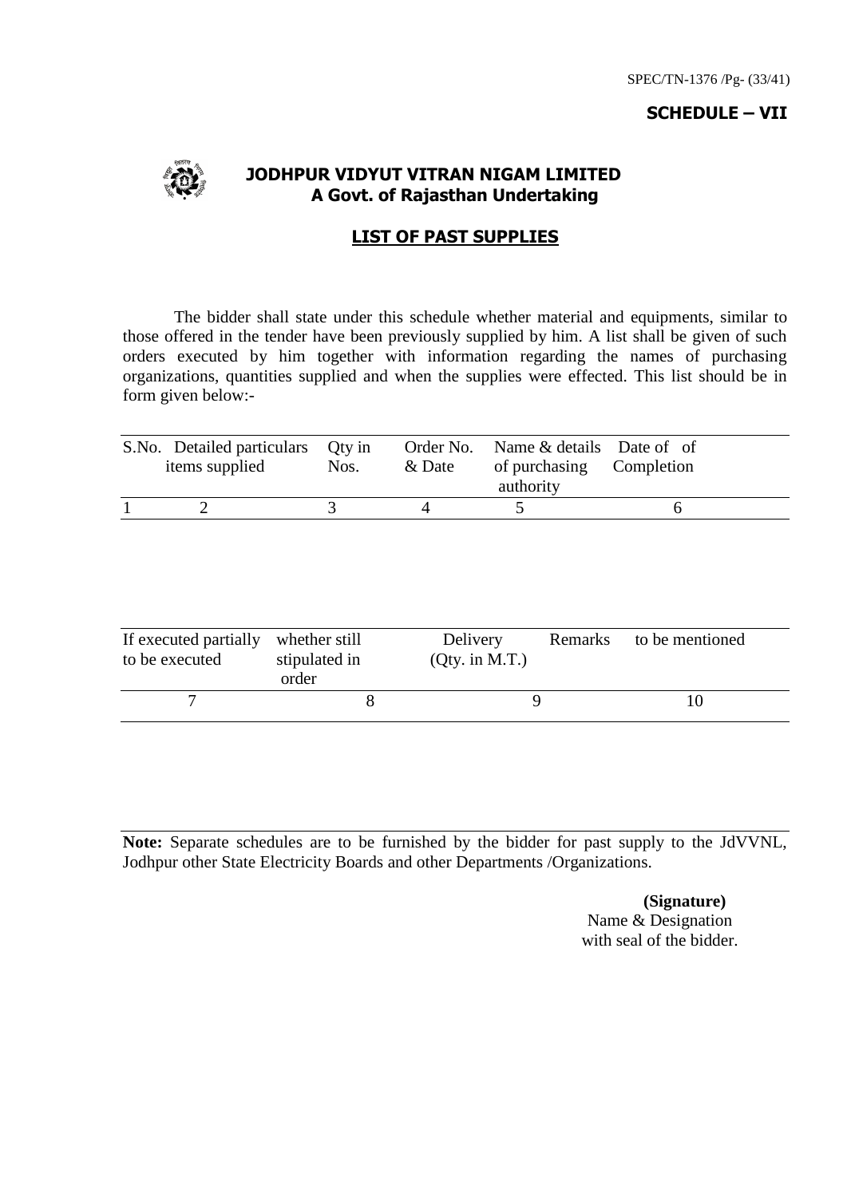**SCHEDULE – VII**

**JODHPUR VIDYUT VITRAN NIGAM LIMITED**
**A Govt. of Rajasthan Undertaking**

## LIST OF PAST SUPPLIES

The bidder shall state under this schedule whether material and equipments, similar to those offered in the tender have been previously supplied by him. A list shall be given of such orders executed by him together with information regarding the names of purchasing organizations, quantities supplied and when the supplies were effected. This list should be in form given below:-

| S.No. | Detailed particulars items supplied | Qty in Nos. | Order No. & Date | Name & details of purchasing authority | Date of of Completion |
|---|---|---|---|---|---|
| 1 | 2 | 3 | 4 | 5 | 6 |

| If executed partially to be executed | whether still stipulated in order | Delivery (Qty. in M.T.) | Remarks to be mentioned |
|---|---|---|---|
| 7 | 8 | 9 | 10 |

**Note:** Separate schedules are to be furnished by the bidder for past supply to the JdVVNL, Jodhpur other State Electricity Boards and other Departments /Organizations.

**(Signature)**
Name & Designation
with seal of the bidder.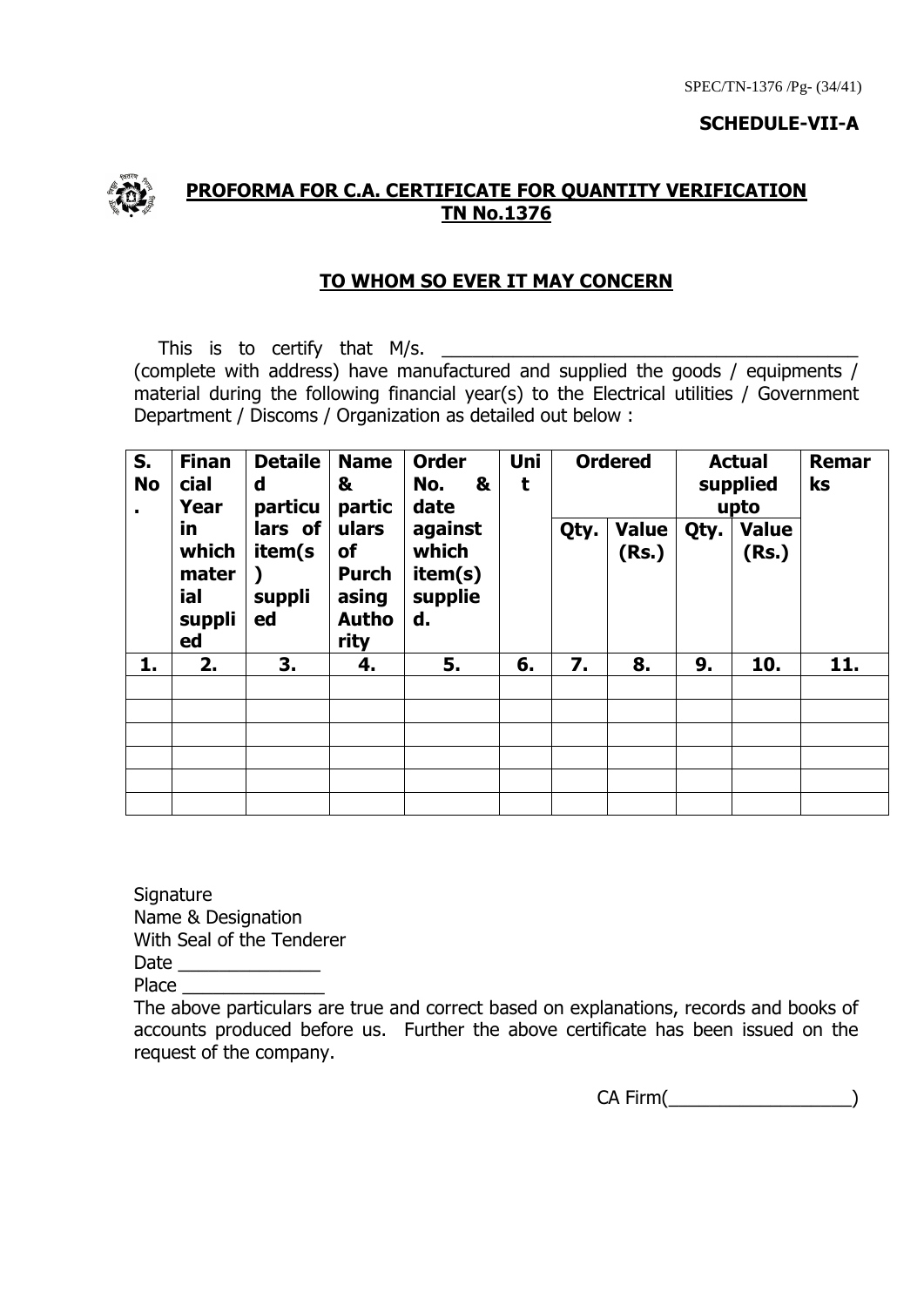**SCHEDULE-VII-A**

## PROFORMA FOR C.A. CERTIFICATE FOR QUANTITY VERIFICATION TN No.1376

### TO WHOM SO EVER IT MAY CONCERN

This is to certify that M/s. ________________________________________ (complete with address) have manufactured and supplied the goods / equipments / material during the following financial year(s) to the Electrical utilities / Government Department / Discoms / Organization as detailed out below :

| S. No. | Financial Year in which material supplied | Detailed particulars of item(s) supplied | Name & particulars of Purchasing Authority | Order No. & date against which item(s) supplied. | Unit | Ordered | | Actual supplied upto | | Remarks |
|---|---|---|---|---|---|---|---|---|---|---|
| | | | | | | Qty. | Value (Rs.) | Qty. | Value (Rs.) | |
| 1. | 2. | 3. | 4. | 5. | 6. | 7. | 8. | 9. | 10. | 11. |
| | | | | | | | | | | |
| | | | | | | | | | | |
| | | | | | | | | | | |
| | | | | | | | | | | |
| | | | | | | | | | | |
| | | | | | | | | | | |

Signature
Name & Designation
With Seal of the Tenderer
Date ______________
Place ______________

The above particulars are true and correct based on explanations, records and books of accounts produced before us. Further the above certificate has been issued on the request of the company.

CA Firm(__________________)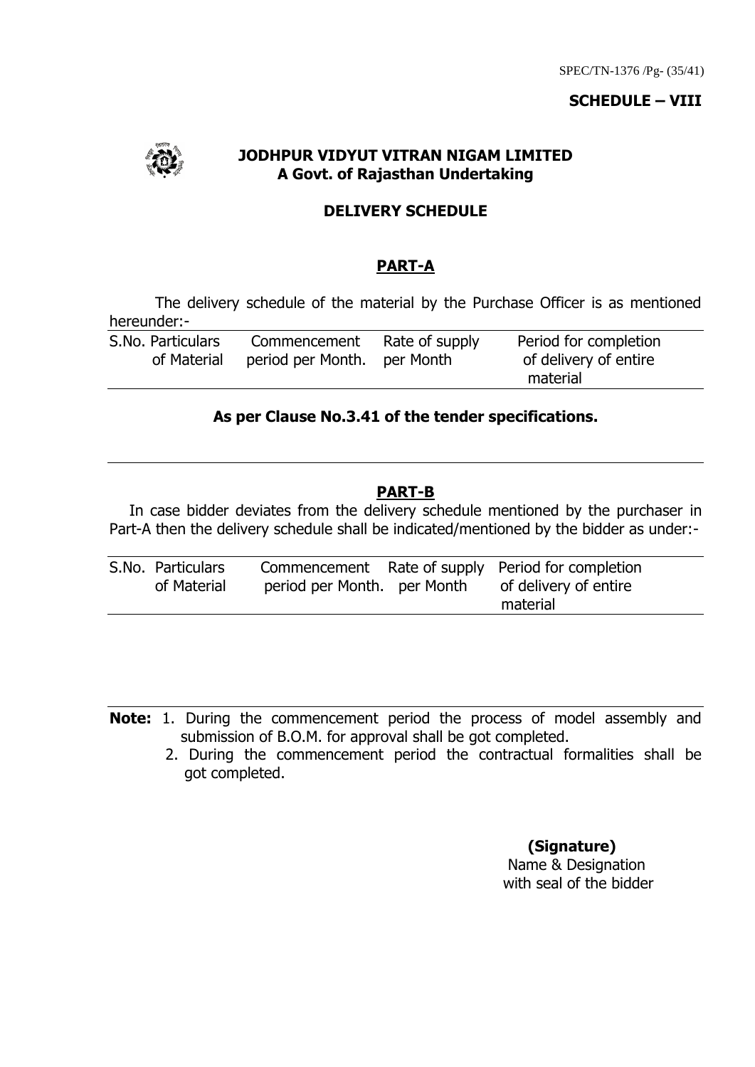**SCHEDULE – VIII**

**JODHPUR VIDYUT VITRAN NIGAM LIMITED**
**A Govt. of Rajasthan Undertaking**

**DELIVERY SCHEDULE**

## PART-A

The delivery schedule of the material by the Purchase Officer is as mentioned hereunder:-

| S.No. | Particulars of Material | Commencement period per Month. | Rate of supply per Month | Period for completion of delivery of entire material |
|---|---|---|---|---|

**As per Clause No.3.41 of the tender specifications.**

## PART-B

In case bidder deviates from the delivery schedule mentioned by the purchaser in Part-A then the delivery schedule shall be indicated/mentioned by the bidder as under:-

| S.No. | Particulars of Material | Commencement period per Month. | Rate of supply per Month | Period for completion of delivery of entire material |
|---|---|---|---|---|

**Note:** 1. During the commencement period the process of model assembly and submission of B.O.M. for approval shall be got completed.

2. During the commencement period the contractual formalities shall be got completed.

**(Signature)**
Name & Designation
with seal of the bidder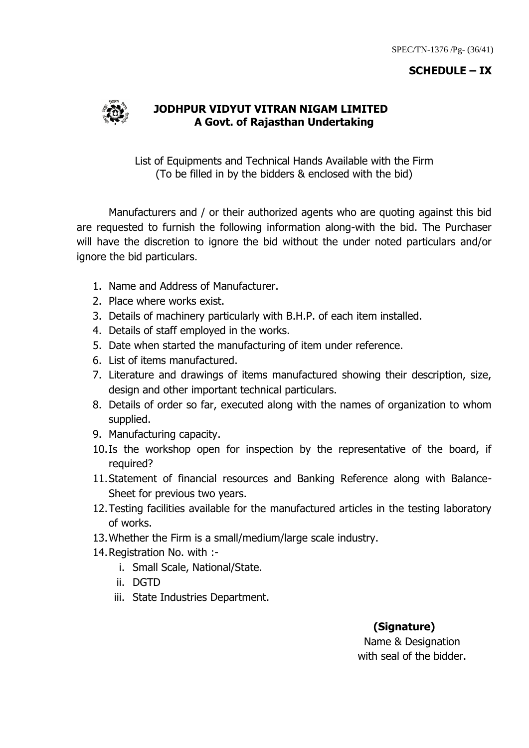**SCHEDULE – IX**

**JODHPUR VIDYUT VITRAN NIGAM LIMITED**
**A Govt. of Rajasthan Undertaking**

List of Equipments and Technical Hands Available with the Firm
(To be filled in by the bidders & enclosed with the bid)

Manufacturers and / or their authorized agents who are quoting against this bid are requested to furnish the following information along-with the bid. The Purchaser will have the discretion to ignore the bid without the under noted particulars and/or ignore the bid particulars.

1. Name and Address of Manufacturer.
2. Place where works exist.
3. Details of machinery particularly with B.H.P. of each item installed.
4. Details of staff employed in the works.
5. Date when started the manufacturing of item under reference.
6. List of items manufactured.
7. Literature and drawings of items manufactured showing their description, size, design and other important technical particulars.
8. Details of order so far, executed along with the names of organization to whom supplied.
9. Manufacturing capacity.
10. Is the workshop open for inspection by the representative of the board, if required?
11. Statement of financial resources and Banking Reference along with Balance-Sheet for previous two years.
12. Testing facilities available for the manufactured articles in the testing laboratory of works.
13. Whether the Firm is a small/medium/large scale industry.
14. Registration No. with :-
    i. Small Scale, National/State.
    ii. DGTD
    iii. State Industries Department.

**(Signature)**
Name & Designation
with seal of the bidder.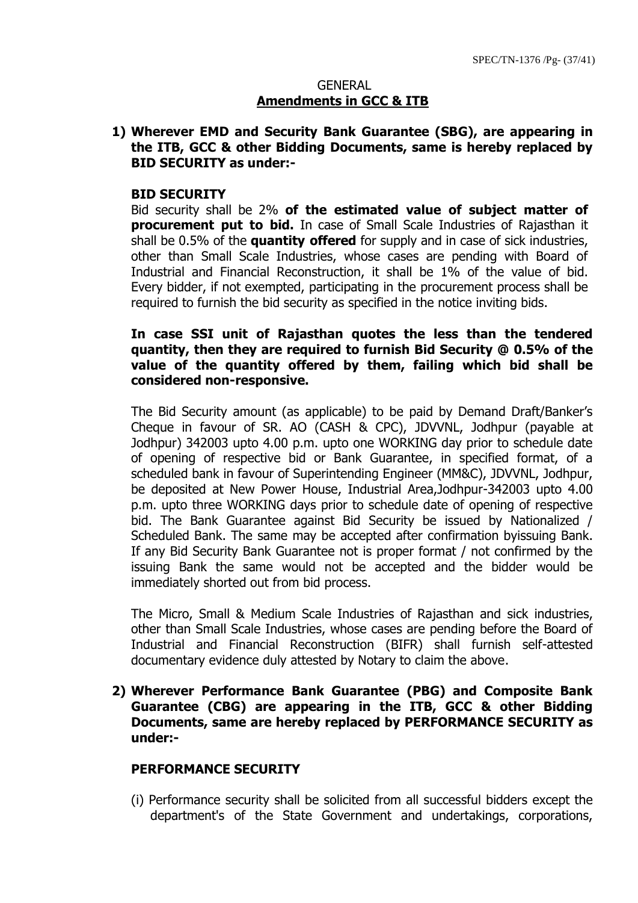# GENERAL

## Amendments in GCC & ITB

**1) Wherever EMD and Security Bank Guarantee (SBG), are appearing in the ITB, GCC & other Bidding Documents, same is hereby replaced by BID SECURITY as under:-**

**BID SECURITY**

Bid security shall be 2% **of the estimated value of subject matter of procurement put to bid.** In case of Small Scale Industries of Rajasthan it shall be 0.5% of the **quantity offered** for supply and in case of sick industries, other than Small Scale Industries, whose cases are pending with Board of Industrial and Financial Reconstruction, it shall be 1% of the value of bid. Every bidder, if not exempted, participating in the procurement process shall be required to furnish the bid security as specified in the notice inviting bids.

**In case SSI unit of Rajasthan quotes the less than the tendered quantity, then they are required to furnish Bid Security @ 0.5% of the value of the quantity offered by them, failing which bid shall be considered non-responsive.**

The Bid Security amount (as applicable) to be paid by Demand Draft/Banker's Cheque in favour of SR. AO (CASH & CPC), JDVVNL, Jodhpur (payable at Jodhpur) 342003 upto 4.00 p.m. upto one WORKING day prior to schedule date of opening of respective bid or Bank Guarantee, in specified format, of a scheduled bank in favour of Superintending Engineer (MM&C), JDVVNL, Jodhpur, be deposited at New Power House, Industrial Area,Jodhpur-342003 upto 4.00 p.m. upto three WORKING days prior to schedule date of opening of respective bid. The Bank Guarantee against Bid Security be issued by Nationalized / Scheduled Bank. The same may be accepted after confirmation byissuing Bank. If any Bid Security Bank Guarantee not is proper format / not confirmed by the issuing Bank the same would not be accepted and the bidder would be immediately shorted out from bid process.

The Micro, Small & Medium Scale Industries of Rajasthan and sick industries, other than Small Scale Industries, whose cases are pending before the Board of Industrial and Financial Reconstruction (BIFR) shall furnish self-attested documentary evidence duly attested by Notary to claim the above.

**2) Wherever Performance Bank Guarantee (PBG) and Composite Bank Guarantee (CBG) are appearing in the ITB, GCC & other Bidding Documents, same are hereby replaced by PERFORMANCE SECURITY as under:-**

**PERFORMANCE SECURITY**

(i) Performance security shall be solicited from all successful bidders except the department's of the State Government and undertakings, corporations,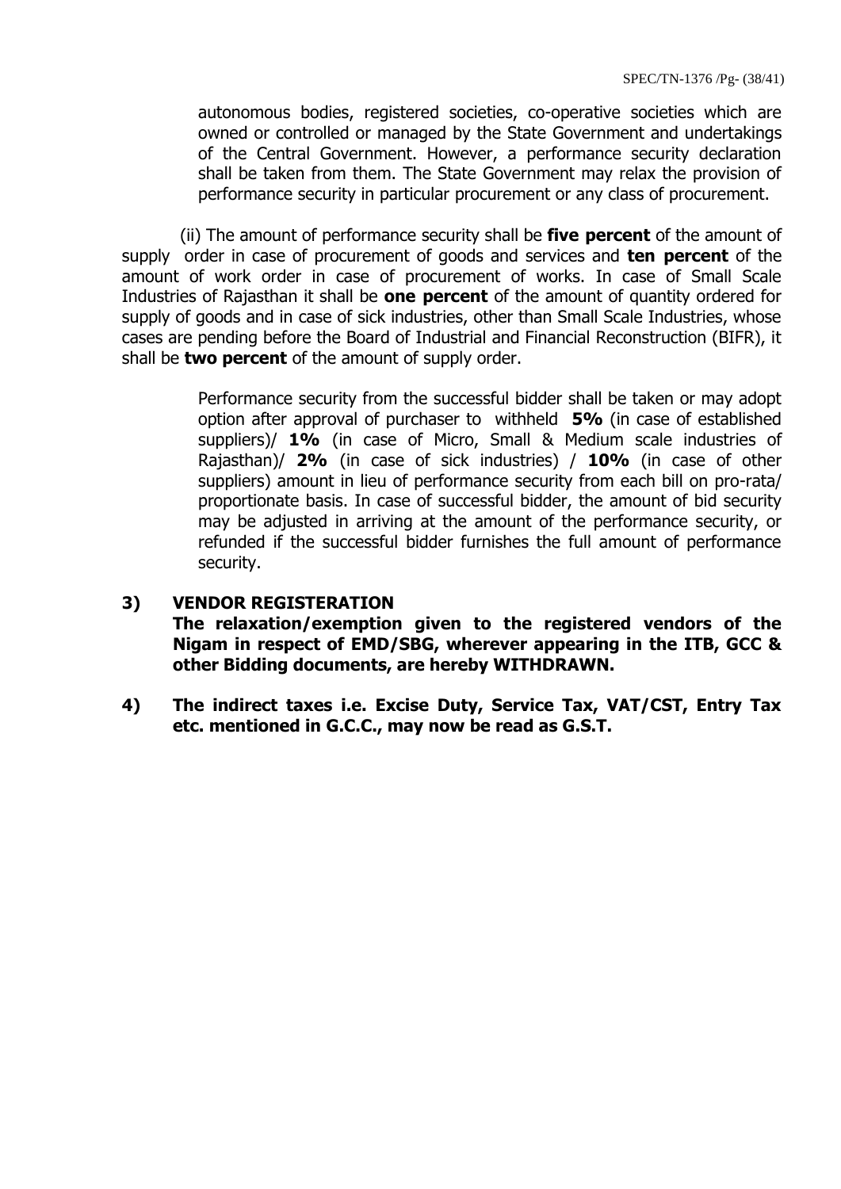autonomous bodies, registered societies, co-operative societies which are owned or controlled or managed by the State Government and undertakings of the Central Government. However, a performance security declaration shall be taken from them. The State Government may relax the provision of performance security in particular procurement or any class of procurement.

(ii) The amount of performance security shall be **five percent** of the amount of supply order in case of procurement of goods and services and **ten percent** of the amount of work order in case of procurement of works. In case of Small Scale Industries of Rajasthan it shall be **one percent** of the amount of quantity ordered for supply of goods and in case of sick industries, other than Small Scale Industries, whose cases are pending before the Board of Industrial and Financial Reconstruction (BIFR), it shall be **two percent** of the amount of supply order.

Performance security from the successful bidder shall be taken or may adopt option after approval of purchaser to withheld **5%** (in case of established suppliers)/ **1%** (in case of Micro, Small & Medium scale industries of Rajasthan)/ **2%** (in case of sick industries) / **10%** (in case of other suppliers) amount in lieu of performance security from each bill on pro-rata/ proportionate basis. In case of successful bidder, the amount of bid security may be adjusted in arriving at the amount of the performance security, or refunded if the successful bidder furnishes the full amount of performance security.

**3) VENDOR REGISTERATION**

**The relaxation/exemption given to the registered vendors of the Nigam in respect of EMD/SBG, wherever appearing in the ITB, GCC & other Bidding documents, are hereby WITHDRAWN.**

**4) The indirect taxes i.e. Excise Duty, Service Tax, VAT/CST, Entry Tax etc. mentioned in G.C.C., may now be read as G.S.T.**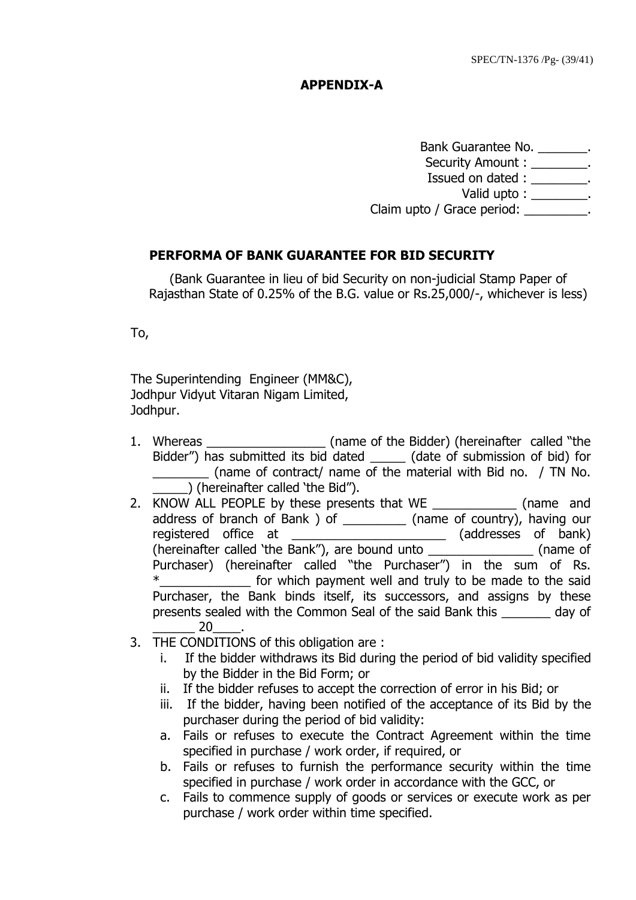## APPENDIX-A

Bank Guarantee No. _______.
Security Amount : ________.
Issued on dated : ________.
Valid upto : ________.
Claim upto / Grace period: _________.

### PERFORMA OF BANK GUARANTEE FOR BID SECURITY

(Bank Guarantee in lieu of bid Security on non-judicial Stamp Paper of Rajasthan State of 0.25% of the B.G. value or Rs.25,000/-, whichever is less)

To,

The Superintending Engineer (MM&C),
Jodhpur Vidyut Vitaran Nigam Limited,
Jodhpur.

1. Whereas _________________ (name of the Bidder) (hereinafter called "the Bidder") has submitted its bid dated _____ (date of submission of bid) for ________ (name of contract/ name of the material with Bid no. / TN No. _____) (hereinafter called 'the Bid").
2. KNOW ALL PEOPLE by these presents that WE ____________ (name and address of branch of Bank ) of _________ (name of country), having our registered office at ______________________ (addresses of bank) (hereinafter called 'the Bank"), are bound unto _______________ (name of Purchaser) (hereinafter called "the Purchaser") in the sum of Rs. *_____________ for which payment well and truly to be made to the said Purchaser, the Bank binds itself, its successors, and assigns by these presents sealed with the Common Seal of the said Bank this _______ day of ______ 20____.
3. THE CONDITIONS of this obligation are :
   i. If the bidder withdraws its Bid during the period of bid validity specified by the Bidder in the Bid Form; or
   ii. If the bidder refuses to accept the correction of error in his Bid; or
   iii. If the bidder, having been notified of the acceptance of its Bid by the purchaser during the period of bid validity:
   a. Fails or refuses to execute the Contract Agreement within the time specified in purchase / work order, if required, or
   b. Fails or refuses to furnish the performance security within the time specified in purchase / work order in accordance with the GCC, or
   c. Fails to commence supply of goods or services or execute work as per purchase / work order within time specified.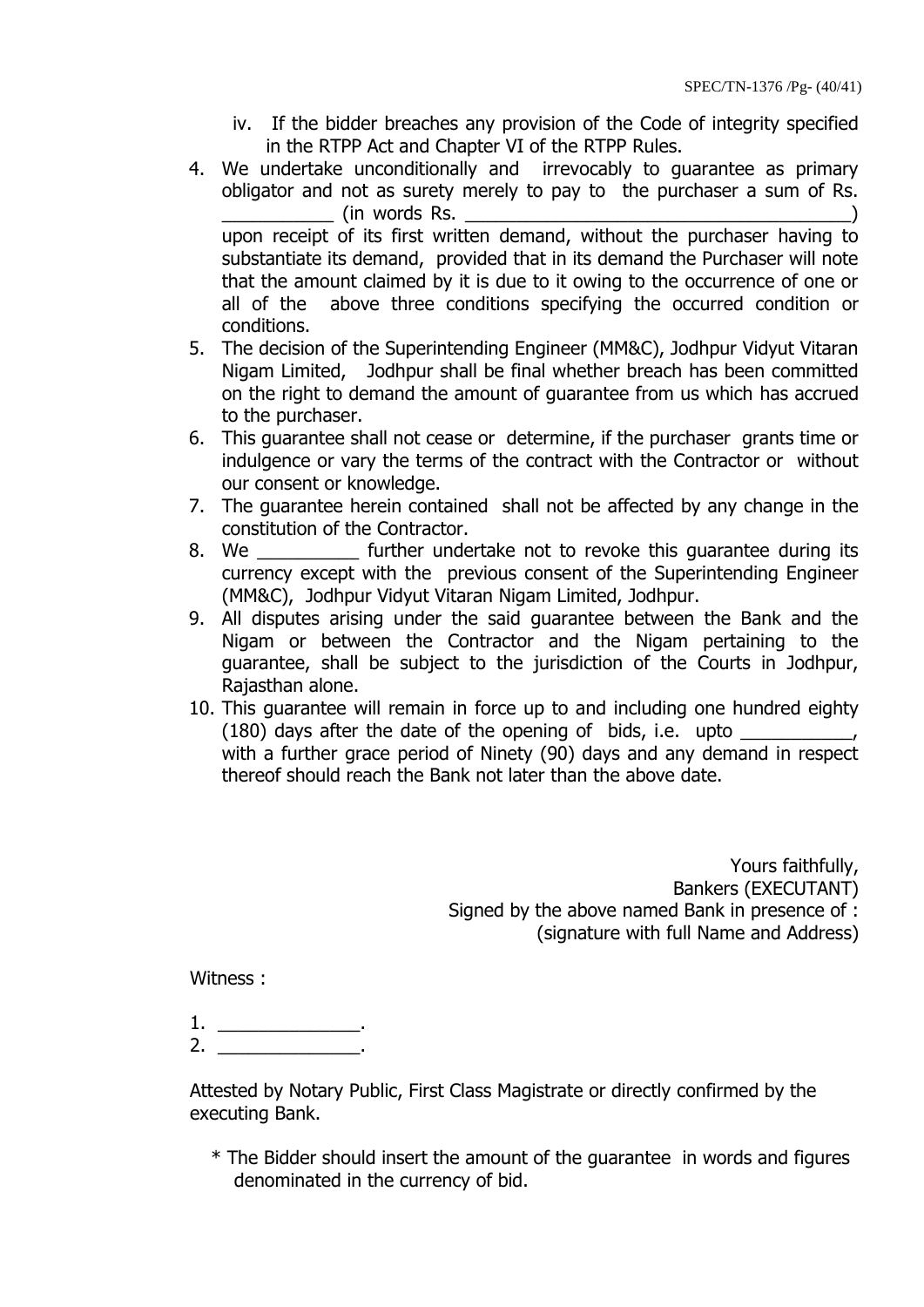iv. If the bidder breaches any provision of the Code of integrity specified in the RTPP Act and Chapter VI of the RTPP Rules.

4. We undertake unconditionally and irrevocably to guarantee as primary obligator and not as surety merely to pay to the purchaser a sum of Rs. ___________ (in words Rs. ______________________________________) upon receipt of its first written demand, without the purchaser having to substantiate its demand, provided that in its demand the Purchaser will note that the amount claimed by it is due to it owing to the occurrence of one or all of the above three conditions specifying the occurred condition or conditions.
5. The decision of the Superintending Engineer (MM&C), Jodhpur Vidyut Vitaran Nigam Limited, Jodhpur shall be final whether breach has been committed on the right to demand the amount of guarantee from us which has accrued to the purchaser.
6. This guarantee shall not cease or determine, if the purchaser grants time or indulgence or vary the terms of the contract with the Contractor or without our consent or knowledge.
7. The guarantee herein contained shall not be affected by any change in the constitution of the Contractor.
8. We __________ further undertake not to revoke this guarantee during its currency except with the previous consent of the Superintending Engineer (MM&C), Jodhpur Vidyut Vitaran Nigam Limited, Jodhpur.
9. All disputes arising under the said guarantee between the Bank and the Nigam or between the Contractor and the Nigam pertaining to the guarantee, shall be subject to the jurisdiction of the Courts in Jodhpur, Rajasthan alone.
10. This guarantee will remain in force up to and including one hundred eighty (180) days after the date of the opening of bids, i.e. upto ___________, with a further grace period of Ninety (90) days and any demand in respect thereof should reach the Bank not later than the above date.

Yours faithfully,
Bankers (EXECUTANT)
Signed by the above named Bank in presence of :
(signature with full Name and Address)

Witness :

1. ______________.
2. ______________.

Attested by Notary Public, First Class Magistrate or directly confirmed by the executing Bank.

* The Bidder should insert the amount of the guarantee in words and figures denominated in the currency of bid.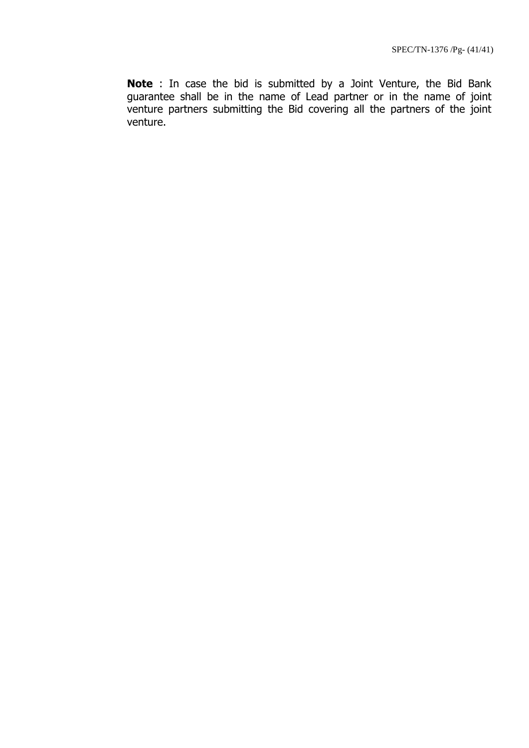**Note** : In case the bid is submitted by a Joint Venture, the Bid Bank guarantee shall be in the name of Lead partner or in the name of joint venture partners submitting the Bid covering all the partners of the joint venture.